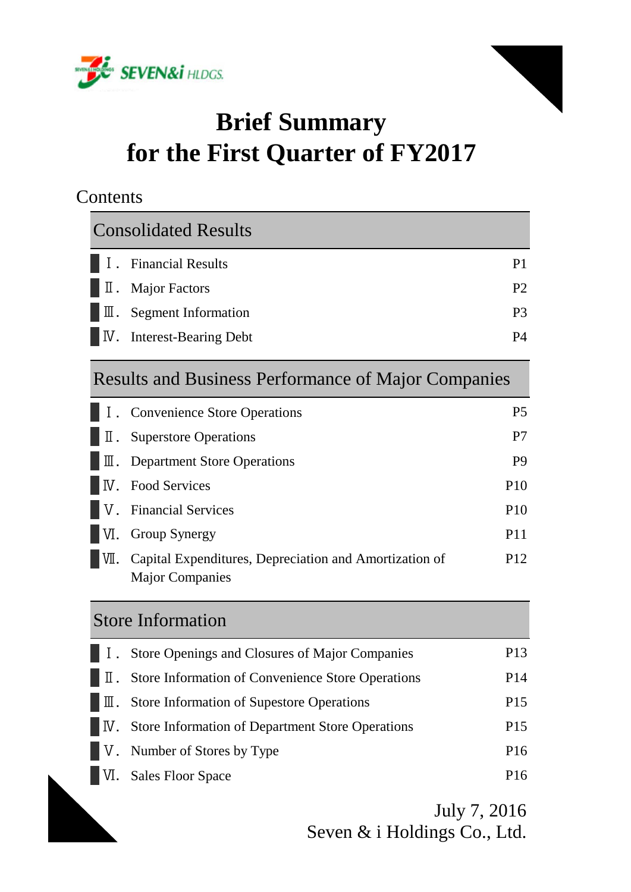SEVEN&i HLDGS.

# Brief Summary
# for the First Quarter of FY2017

## Contents

| Consolidated Results | |
|---|---|
| Ⅰ. Financial Results | P1 |
| Ⅱ. Major Factors | P2 |
| Ⅲ. Segment Information | P3 |
| Ⅳ. Interest-Bearing Debt | P4 |

| Results and Business Performance of Major Companies | |
|---|---|
| Ⅰ. Convenience Store Operations | P5 |
| Ⅱ. Superstore Operations | P7 |
| Ⅲ. Department Store Operations | P9 |
| Ⅳ. Food Services | P10 |
| Ⅴ. Financial Services | P10 |
| Ⅵ. Group Synergy | P11 |
| Ⅶ. Capital Expenditures, Depreciation and Amortization of Major Companies | P12 |

| Store Information | |
|---|---|
| Ⅰ. Store Openings and Closures of Major Companies | P13 |
| Ⅱ. Store Information of Convenience Store Operations | P14 |
| Ⅲ. Store Information of Supestore Operations | P15 |
| Ⅳ. Store Information of Department Store Operations | P15 |
| Ⅴ. Number of Stores by Type | P16 |
| Ⅵ. Sales Floor Space | P16 |

July 7, 2016
Seven & i Holdings Co., Ltd.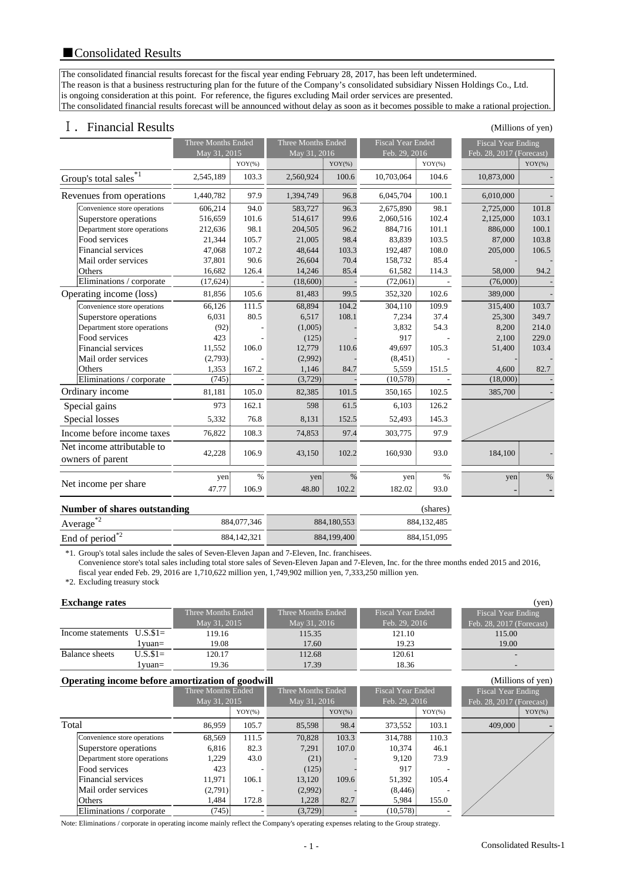## ■Consolidated Results

The consolidated financial results forecast for the fiscal year ending February 28, 2017, has been left undetermined.
The reason is that a business restructuring plan for the future of the Company's consolidated subsidiary Nissen Holdings Co., Ltd.
is ongoing consideration at this point. For reference, the figures excluding Mail order services are presented.
The consolidated financial results forecast will be announced without delay as soon as it becomes possible to make a rational projection.

## Ⅰ. Financial Results

(Millions of yen)

| | Three Months Ended May 31, 2015 | | Three Months Ended May 31, 2016 | | Fiscal Year Ended Feb. 29, 2016 | | Fiscal Year Ending Feb. 28, 2017 (Forecast) | |
|---|---|---|---|---|---|---|---|---|
| | | YOY(%) | | YOY(%) | | YOY(%) | | YOY(%) |
| Group's total sales [*1] | 2,545,189 | 103.3 | 2,560,924 | 100.6 | 10,703,064 | 104.6 | 10,873,000 | - |
| Revenues from operations | 1,440,782 | 97.9 | 1,394,749 | 96.8 | 6,045,704 | 100.1 | 6,010,000 | - |
| Convenience store operations | 606,214 | 94.0 | 583,727 | 96.3 | 2,675,890 | 98.1 | 2,725,000 | 101.8 |
| Superstore operations | 516,659 | 101.6 | 514,617 | 99.6 | 2,060,516 | 102.4 | 2,125,000 | 103.1 |
| Department store operations | 212,636 | 98.1 | 204,505 | 96.2 | 884,716 | 101.1 | 886,000 | 100.1 |
| Food services | 21,344 | 105.7 | 21,005 | 98.4 | 83,839 | 103.5 | 87,000 | 103.8 |
| Financial services | 47,068 | 107.2 | 48,644 | 103.3 | 192,487 | 108.0 | 205,000 | 106.5 |
| Mail order services | 37,801 | 90.6 | 26,604 | 70.4 | 158,732 | 85.4 | - | - |
| Others | 16,682 | 126.4 | 14,246 | 85.4 | 61,582 | 114.3 | 58,000 | 94.2 |
| Eliminations / corporate | (17,624) | - | (18,600) | - | (72,061) | - | (76,000) | - |
| Operating income (loss) | 81,856 | 105.6 | 81,483 | 99.5 | 352,320 | 102.6 | 389,000 | - |
| Convenience store operations | 66,126 | 111.5 | 68,894 | 104.2 | 304,110 | 109.9 | 315,400 | 103.7 |
| Superstore operations | 6,031 | 80.5 | 6,517 | 108.1 | 7,234 | 37.4 | 25,300 | 349.7 |
| Department store operations | (92) | - | (1,005) | - | 3,832 | 54.3 | 8,200 | 214.0 |
| Food services | 423 | - | (125) | - | 917 | - | 2,100 | 229.0 |
| Financial services | 11,552 | 106.0 | 12,779 | 110.6 | 49,697 | 105.3 | 51,400 | 103.4 |
| Mail order services | (2,793) | - | (2,992) | - | (8,451) | - | - | - |
| Others | 1,353 | 167.2 | 1,146 | 84.7 | 5,559 | 151.5 | 4,600 | 82.7 |
| Eliminations / corporate | (745) | - | (3,729) | - | (10,578) | - | (18,000) | - |
| Ordinary income | 81,181 | 105.0 | 82,385 | 101.5 | 350,165 | 102.5 | 385,700 | - |
| Special gains | 973 | 162.1 | 598 | 61.5 | 6,103 | 126.2 | | |
| Special losses | 5,332 | 76.8 | 8,131 | 152.5 | 52,493 | 145.3 | | |
| Income before income taxes | 76,822 | 108.3 | 74,853 | 97.4 | 303,775 | 97.9 | | |
| Net income attributable to owners of parent | 42,228 | 106.9 | 43,150 | 102.2 | 160,930 | 93.0 | 184,100 | - |
| | yen | % | yen | % | yen | % | yen | % |
| Net income per share | 47.77 | 106.9 | 48.80 | 102.2 | 182.02 | 93.0 | - | - |

**Number of shares outstanding** (shares)

| | Three Months Ended May 31, 2015 | Three Months Ended May 31, 2016 | Fiscal Year Ended Feb. 29, 2016 |
|---|---|---|---|
| Average [*2] | 884,077,346 | 884,180,553 | 884,132,485 |
| End of period [*2] | 884,142,321 | 884,199,400 | 884,151,095 |

*1. Group's total sales include the sales of Seven-Eleven Japan and 7-Eleven, Inc. franchisees.
Convenience store's total sales including total store sales of Seven-Eleven Japan and 7-Eleven, Inc. for the three months ended 2015 and 2016, fiscal year ended Feb. 29, 2016 are 1,710,622 million yen, 1,749,902 million yen, 7,333,250 million yen.
*2. Excluding treasury stock

**Exchange rates** (yen)

| | | Three Months Ended May 31, 2015 | Three Months Ended May 31, 2016 | Fiscal Year Ended Feb. 29, 2016 | Fiscal Year Ending Feb. 28, 2017 (Forecast) |
|---|---|---|---|---|---|
| Income statements | U.S.$1= | 119.16 | 115.35 | 121.10 | 115.00 |
| | 1yuan= | 19.08 | 17.60 | 19.23 | 19.00 |
| Balance sheets | U.S.$1= | 120.17 | 112.68 | 120.61 | - |
| | 1yuan= | 19.36 | 17.39 | 18.36 | - |

**Operating income before amortization of goodwill** (Millions of yen)

| | Three Months Ended May 31, 2015 | | Three Months Ended May 31, 2016 | | Fiscal Year Ended Feb. 29, 2016 | | Fiscal Year Ending Feb. 28, 2017 (Forecast) | |
|---|---|---|---|---|---|---|---|---|
| | | YOY(%) | | YOY(%) | | YOY(%) | | YOY(%) |
| Total | 86,959 | 105.7 | 85,598 | 98.4 | 373,552 | 103.1 | 409,000 | - |
| Convenience store operations | 68,569 | 111.5 | 70,828 | 103.3 | 314,788 | 110.3 | | |
| Superstore operations | 6,816 | 82.3 | 7,291 | 107.0 | 10,374 | 46.1 | | |
| Department store operations | 1,229 | 43.0 | (21) | - | 9,120 | 73.9 | | |
| Food services | 423 | - | (125) | - | 917 | - | | |
| Financial services | 11,971 | 106.1 | 13,120 | 109.6 | 51,392 | 105.4 | | |
| Mail order services | (2,791) | - | (2,992) | - | (8,446) | - | | |
| Others | 1,484 | 172.8 | 1,228 | 82.7 | 5,984 | 155.0 | | |
| Eliminations / corporate | (745) | - | (3,729) | - | (10,578) | - | | |

Note: Eliminations / corporate in operating income mainly reflect the Company's operating expenses relating to the Group strategy.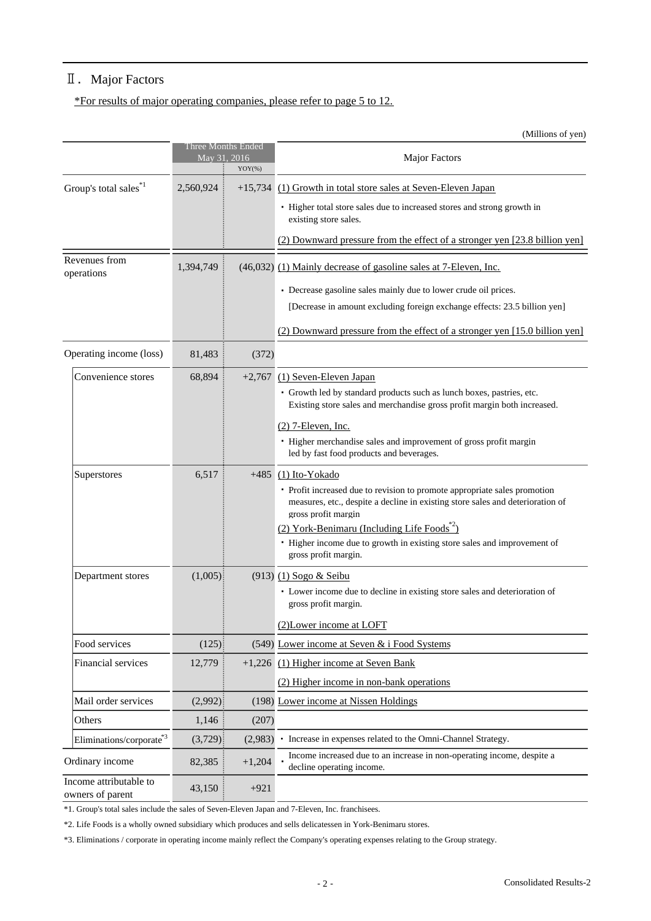## Ⅱ. Major Factors

*For results of major operating companies, please refer to page 5 to 12.

(Millions of yen)

| | Three Months Ended May 31, 2016 | YOY(%) | Major Factors |
|---|---|---|---|
| Group's total sales[*1] | 2,560,924 | +15,734 | (1) Growth in total store sales at Seven-Eleven Japan<br>・Higher total store sales due to increased stores and strong growth in existing store sales.<br>(2) Downward pressure from the effect of a stronger yen [23.8 billion yen] |
| Revenues from operations | 1,394,749 | (46,032) | (1) Mainly decrease of gasoline sales at 7-Eleven, Inc.<br>・Decrease gasoline sales mainly due to lower crude oil prices.<br>[Decrease in amount excluding foreign exchange effects: 23.5 billion yen]<br>(2) Downward pressure from the effect of a stronger yen [15.0 billion yen] |
| Operating income (loss) | 81,483 | (372) | |
| Convenience stores | 68,894 | +2,767 | (1) Seven-Eleven Japan<br>・Growth led by standard products such as lunch boxes, pastries, etc. Existing store sales and merchandise gross profit margin both increased.<br>(2) 7-Eleven, Inc.<br>・Higher merchandise sales and improvement of gross profit margin led by fast food products and beverages. |
| Superstores | 6,517 | +485 | (1) Ito-Yokado<br>・Profit increased due to revision to promote appropriate sales promotion measures, etc., despite a decline in existing store sales and deterioration of gross profit margin<br>(2) York-Benimaru (Including Life Foods[*2])<br>・Higher income due to growth in existing store sales and improvement of gross profit margin. |
| Department stores | (1,005) | (913) | (1) Sogo & Seibu<br>・Lower income due to decline in existing store sales and deterioration of gross profit margin.<br>(2)Lower income at LOFT |
| Food services | (125) | (549) | Lower income at Seven & i Food Systems |
| Financial services | 12,779 | +1,226 | (1) Higher income at Seven Bank<br>(2) Higher income in non-bank operations |
| Mail order services | (2,992) | (198) | Lower income at Nissen Holdings |
| Others | 1,146 | (207) | |
| Eliminations/corporate[*3] | (3,729) | (2,983) | ・Increase in expenses related to the Omni-Channel Strategy. |
| Ordinary income | 82,385 | +1,204 | ・Income increased due to an increase in non-operating income, despite a decline operating income. |
| Income attributable to owners of parent | 43,150 | +921 | |

*1. Group's total sales include the sales of Seven-Eleven Japan and 7-Eleven, Inc. franchisees.

*2. Life Foods is a wholly owned subsidiary which produces and sells delicatessen in York-Benimaru stores.

*3. Eliminations / corporate in operating income mainly reflect the Company's operating expenses relating to the Group strategy.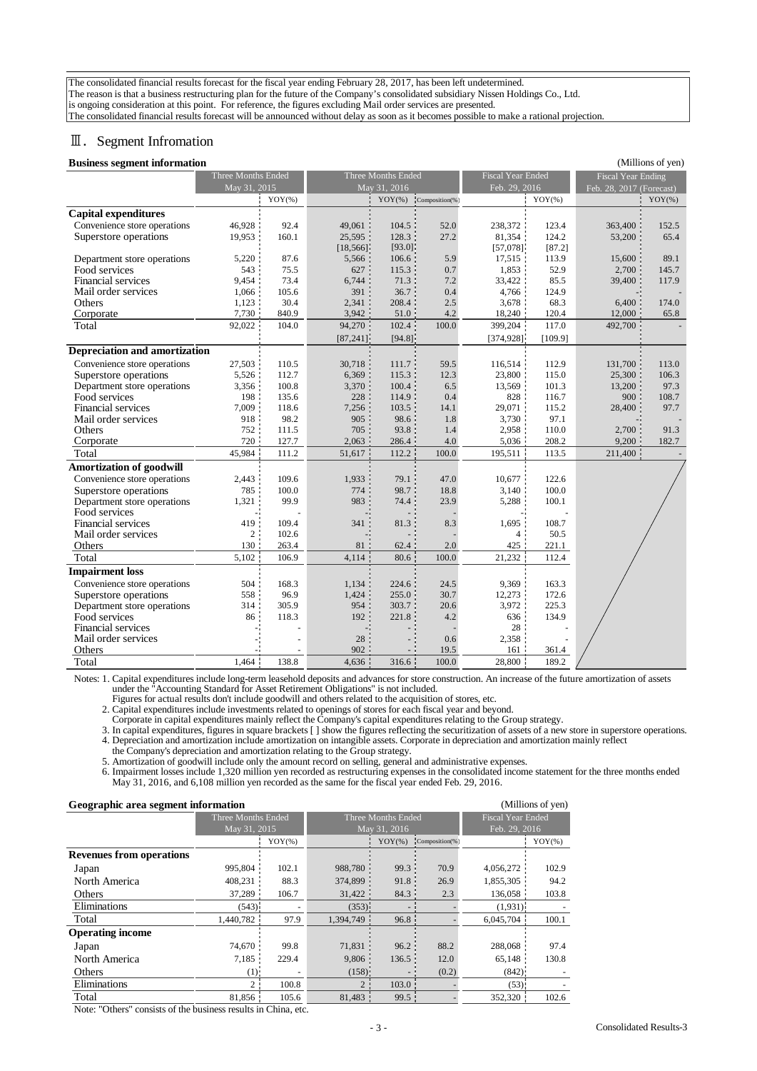The consolidated financial results forecast for the fiscal year ending February 28, 2017, has been left undetermined.
The reason is that a business restructuring plan for the future of the Company's consolidated subsidiary Nissen Holdings Co., Ltd. is ongoing consideration at this point. For reference, the figures excluding Mail order services are presented.
The consolidated financial results forecast will be announced without delay as soon as it becomes possible to make a rational projection.

## Ⅲ. Segment Infromation

**Business segment information**

(Millions of yen)

| | Three Months Ended May 31, 2015 | | Three Months Ended May 31, 2016 | | | Fiscal Year Ended Feb. 29, 2016 | | Fiscal Year Ending Feb. 28, 2017 (Forecast) | |
|---|---|---|---|---|---|---|---|---|---|
| | | YOY(%) | | YOY(%) | Composition(%) | | YOY(%) | | YOY(%) |
| **Capital expenditures** | | | | | | | | | |
| Convenience store operations | 46,928 | 92.4 | 49,061 | 104.5 | 52.0 | 238,372 | 123.4 | 363,400 | 152.5 |
| Superstore operations | 19,953 | 160.1 | 25,595 | 128.3 | 27.2 | 81,354 | 124.2 | 53,200 | 65.4 |
| | | | [18,566] | [93.0] | | [57,078] | [87.2] | | |
| Department store operations | 5,220 | 87.6 | 5,566 | 106.6 | 5.9 | 17,515 | 113.9 | 15,600 | 89.1 |
| Food services | 543 | 75.5 | 627 | 115.3 | 0.7 | 1,853 | 52.9 | 2,700 | 145.7 |
| Financial services | 9,454 | 73.4 | 6,744 | 71.3 | 7.2 | 33,422 | 85.5 | 39,400 | 117.9 |
| Mail order services | 1,066 | 105.6 | 391 | 36.7 | 0.4 | 4,766 | 124.9 | - | - |
| Others | 1,123 | 30.4 | 2,341 | 208.4 | 2.5 | 3,678 | 68.3 | 6,400 | 174.0 |
| Corporate | 7,730 | 840.9 | 3,942 | 51.0 | 4.2 | 18,240 | 120.4 | 12,000 | 65.8 |
| Total | 92,022 | 104.0 | 94,270 | 102.4 | 100.0 | 399,204 | 117.0 | 492,700 | - |
| | | | [87,241] | [94.8] | | [374,928] | [109.9] | | |
| **Depreciation and amortization** | | | | | | | | | |
| Convenience store operations | 27,503 | 110.5 | 30,718 | 111.7 | 59.5 | 116,514 | 112.9 | 131,700 | 113.0 |
| Superstore operations | 5,526 | 112.7 | 6,369 | 115.3 | 12.3 | 23,800 | 115.0 | 25,300 | 106.3 |
| Department store operations | 3,356 | 100.8 | 3,370 | 100.4 | 6.5 | 13,569 | 101.3 | 13,200 | 97.3 |
| Food services | 198 | 135.6 | 228 | 114.9 | 0.4 | 828 | 116.7 | 900 | 108.7 |
| Financial services | 7,009 | 118.6 | 7,256 | 103.5 | 14.1 | 29,071 | 115.2 | 28,400 | 97.7 |
| Mail order services | 918 | 98.2 | 905 | 98.6 | 1.8 | 3,730 | 97.1 | - | - |
| Others | 752 | 111.5 | 705 | 93.8 | 1.4 | 2,958 | 110.0 | 2,700 | 91.3 |
| Corporate | 720 | 127.7 | 2,063 | 286.4 | 4.0 | 5,036 | 208.2 | 9,200 | 182.7 |
| Total | 45,984 | 111.2 | 51,617 | 112.2 | 100.0 | 195,511 | 113.5 | 211,400 | - |
| **Amortization of goodwill** | | | | | | | | | |
| Convenience store operations | 2,443 | 109.6 | 1,933 | 79.1 | 47.0 | 10,677 | 122.6 | | |
| Superstore operations | 785 | 100.0 | 774 | 98.7 | 18.8 | 3,140 | 100.0 | | |
| Department store operations | 1,321 | 99.9 | 983 | 74.4 | 23.9 | 5,288 | 100.1 | | |
| Food services | - | - | - | - | - | - | - | | |
| Financial services | 419 | 109.4 | 341 | 81.3 | 8.3 | 1,695 | 108.7 | | |
| Mail order services | 2 | 102.6 | - | - | - | 4 | 50.5 | | |
| Others | 130 | 263.4 | 81 | 62.4 | 2.0 | 425 | 221.1 | | |
| Total | 5,102 | 106.9 | 4,114 | 80.6 | 100.0 | 21,232 | 112.4 | | |
| **Impairment loss** | | | | | | | | | |
| Convenience store operations | 504 | 168.3 | 1,134 | 224.6 | 24.5 | 9,369 | 163.3 | | |
| Superstore operations | 558 | 96.9 | 1,424 | 255.0 | 30.7 | 12,273 | 172.6 | | |
| Department store operations | 314 | 305.9 | 954 | 303.7 | 20.6 | 3,972 | 225.3 | | |
| Food services | 86 | 118.3 | 192 | 221.8 | 4.2 | 636 | 134.9 | | |
| Financial services | - | - | - | - | - | 28 | - | | |
| Mail order services | - | - | 28 | - | 0.6 | 2,358 | - | | |
| Others | - | - | 902 | - | 19.5 | 161 | 361.4 | | |
| Total | 1,464 | 138.8 | 4,636 | 316.6 | 100.0 | 28,800 | 189.2 | | |

Notes: 1. Capital expenditures include long-term leasehold deposits and advances for store construction. An increase of the future amortization of assets under the "Accounting Standard for Asset Retirement Obligations" is not included.
Figures for actual results don't include goodwill and others related to the acquisition of stores, etc.
2. Capital expenditures include investments related to openings of stores for each fiscal year and beyond.
Corporate in capital expenditures mainly reflect the Company's capital expenditures relating to the Group strategy.
3. In capital expenditures, figures in square brackets [ ] show the figures reflecting the securitization of assets of a new store in superstore operations.
4. Depreciation and amortization include amortization on intangible assets. Corporate in depreciation and amortization mainly reflect the Company's depreciation and amortization relating to the Group strategy.
5. Amortization of goodwill include only the amount record on selling, general and administrative expenses.
6. Impairment losses include 1,320 million yen recorded as restructuring expenses in the consolidated income statement for the three months ended May 31, 2016, and 6,108 million yen recorded as the same for the fiscal year ended Feb. 29, 2016.

**Geographic area segment information**

(Millions of yen)

| | Three Months Ended May 31, 2015 | | Three Months Ended May 31, 2016 | | | Fiscal Year Ended Feb. 29, 2016 | |
|---|---|---|---|---|---|---|---|
| | | YOY(%) | | YOY(%) | Composition(%) | | YOY(%) |
| **Revenues from operations** | | | | | | | |
| Japan | 995,804 | 102.1 | 988,780 | 99.3 | 70.9 | 4,056,272 | 102.9 |
| North America | 408,231 | 88.3 | 374,899 | 91.8 | 26.9 | 1,855,305 | 94.2 |
| Others | 37,289 | 106.7 | 31,422 | 84.3 | 2.3 | 136,058 | 103.8 |
| Eliminations | (543) | - | (353) | - | - | (1,931) | - |
| Total | 1,440,782 | 97.9 | 1,394,749 | 96.8 | - | 6,045,704 | 100.1 |
| **Operating income** | | | | | | | |
| Japan | 74,670 | 99.8 | 71,831 | 96.2 | 88.2 | 288,068 | 97.4 |
| North America | 7,185 | 229.4 | 9,806 | 136.5 | 12.0 | 65,148 | 130.8 |
| Others | (1) | - | (158) | - | (0.2) | (842) | - |
| Eliminations | 2 | 100.8 | 2 | 103.0 | - | (53) | - |
| Total | 81,856 | 105.6 | 81,483 | 99.5 | - | 352,320 | 102.6 |

Note: "Others" consists of the business results in China, etc.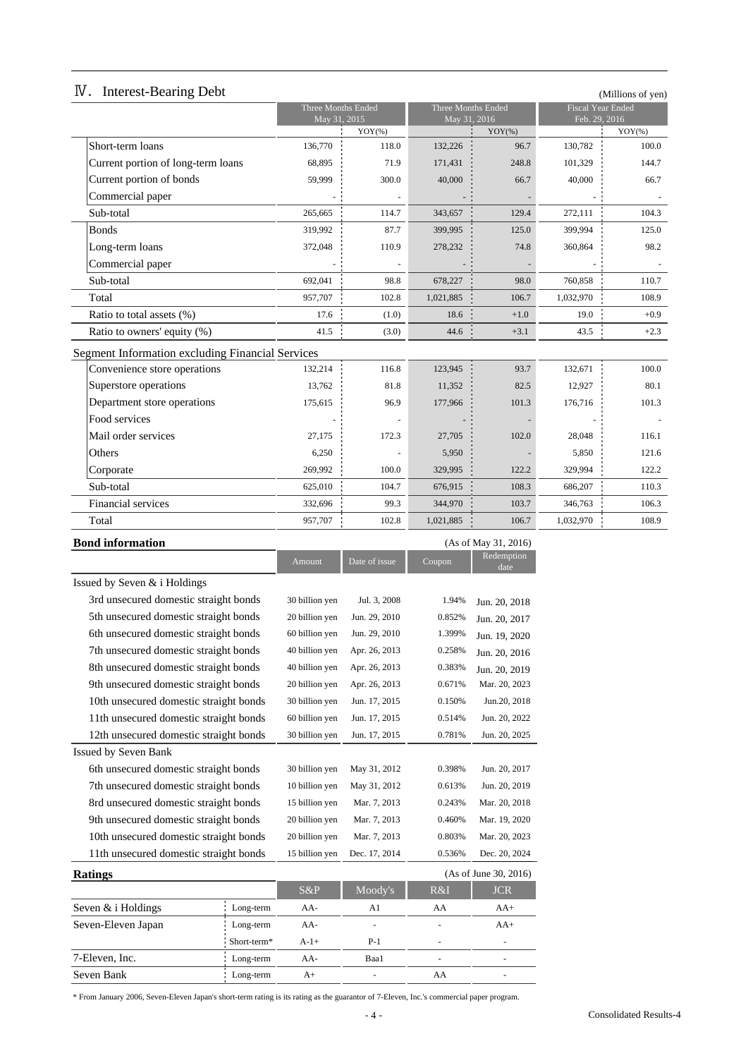## Ⅳ. Interest-Bearing Debt

(Millions of yen)

| | Three Months Ended May 31, 2015 | | Three Months Ended May 31, 2016 | | Fiscal Year Ended Feb. 29, 2016 | |
|---|---|---|---|---|---|---|
| | | YOY(%) | | YOY(%) | | YOY(%) |
| Short-term loans | 136,770 | 118.0 | 132,226 | 96.7 | 130,782 | 100.0 |
| Current portion of long-term loans | 68,895 | 71.9 | 171,431 | 248.8 | 101,329 | 144.7 |
| Current portion of bonds | 59,999 | 300.0 | 40,000 | 66.7 | 40,000 | 66.7 |
| Commercial paper | - | - | - | - | - | - |
| Sub-total | 265,665 | 114.7 | 343,657 | 129.4 | 272,111 | 104.3 |
| Bonds | 319,992 | 87.7 | 399,995 | 125.0 | 399,994 | 125.0 |
| Long-term loans | 372,048 | 110.9 | 278,232 | 74.8 | 360,864 | 98.2 |
| Commercial paper | - | - | - | - | - | - |
| Sub-total | 692,041 | 98.8 | 678,227 | 98.0 | 760,858 | 110.7 |
| Total | 957,707 | 102.8 | 1,021,885 | 106.7 | 1,032,970 | 108.9 |
| Ratio to total assets (%) | 17.6 | (1.0) | 18.6 | +1.0 | 19.0 | +0.9 |
| Ratio to owners' equity (%) | 41.5 | (3.0) | 44.6 | +3.1 | 43.5 | +2.3 |
| **Segment Information excluding Financial Services** | | | | | | |
| Convenience store operations | 132,214 | 116.8 | 123,945 | 93.7 | 132,671 | 100.0 |
| Superstore operations | 13,762 | 81.8 | 11,352 | 82.5 | 12,927 | 80.1 |
| Department store operations | 175,615 | 96.9 | 177,966 | 101.3 | 176,716 | 101.3 |
| Food services | - | - | - | - | - | - |
| Mail order services | 27,175 | 172.3 | 27,705 | 102.0 | 28,048 | 116.1 |
| Others | 6,250 | - | 5,950 | - | 5,850 | 121.6 |
| Corporate | 269,992 | 100.0 | 329,995 | 122.2 | 329,994 | 122.2 |
| Sub-total | 625,010 | 104.7 | 676,915 | 108.3 | 686,207 | 110.3 |
| Financial services | 332,696 | 99.3 | 344,970 | 103.7 | 346,763 | 106.3 |
| Total | 957,707 | 102.8 | 1,021,885 | 106.7 | 1,032,970 | 108.9 |

### Bond information

(As of May 31, 2016)

| | Amount | Date of issue | Coupon | Redemption date |
|---|---|---|---|---|
| **Issued by Seven & i Holdings** | | | | |
| 3rd unsecured domestic straight bonds | 30 billion yen | Jul. 3, 2008 | 1.94% | Jun. 20, 2018 |
| 5th unsecured domestic straight bonds | 20 billion yen | Jun. 29, 2010 | 0.852% | Jun. 20, 2017 |
| 6th unsecured domestic straight bonds | 60 billion yen | Jun. 29, 2010 | 1.399% | Jun. 19, 2020 |
| 7th unsecured domestic straight bonds | 40 billion yen | Apr. 26, 2013 | 0.258% | Jun. 20, 2016 |
| 8th unsecured domestic straight bonds | 40 billion yen | Apr. 26, 2013 | 0.383% | Jun. 20, 2019 |
| 9th unsecured domestic straight bonds | 20 billion yen | Apr. 26, 2013 | 0.671% | Mar. 20, 2023 |
| 10th unsecured domestic straight bonds | 30 billion yen | Jun. 17, 2015 | 0.150% | Jun.20, 2018 |
| 11th unsecured domestic straight bonds | 60 billion yen | Jun. 17, 2015 | 0.514% | Jun. 20, 2022 |
| 12th unsecured domestic straight bonds | 30 billion yen | Jun. 17, 2015 | 0.781% | Jun. 20, 2025 |
| **Issued by Seven Bank** | | | | |
| 6th unsecured domestic straight bonds | 30 billion yen | May 31, 2012 | 0.398% | Jun. 20, 2017 |
| 7th unsecured domestic straight bonds | 10 billion yen | May 31, 2012 | 0.613% | Jun. 20, 2019 |
| 8rd unsecured domestic straight bonds | 15 billion yen | Mar. 7, 2013 | 0.243% | Mar. 20, 2018 |
| 9th unsecured domestic straight bonds | 20 billion yen | Mar. 7, 2013 | 0.460% | Mar. 19, 2020 |
| 10th unsecured domestic straight bonds | 20 billion yen | Mar. 7, 2013 | 0.803% | Mar. 20, 2023 |
| 11th unsecured domestic straight bonds | 15 billion yen | Dec. 17, 2014 | 0.536% | Dec. 20, 2024 |

### Ratings

(As of June 30, 2016)

| | | S&P | Moody's | R&I | JCR |
|---|---|---|---|---|---|
| Seven & i Holdings | Long-term | AA- | A1 | AA | AA+ |
| Seven-Eleven Japan | Long-term | AA- | - | - | AA+ |
| | Short-term* | A-1+ | P-1 | - | - |
| 7-Eleven, Inc. | Long-term | AA- | Baa1 | - | - |
| Seven Bank | Long-term | A+ | - | AA | - |

* From January 2006, Seven-Eleven Japan's short-term rating is its rating as the guarantor of 7-Eleven, Inc.'s commercial paper program.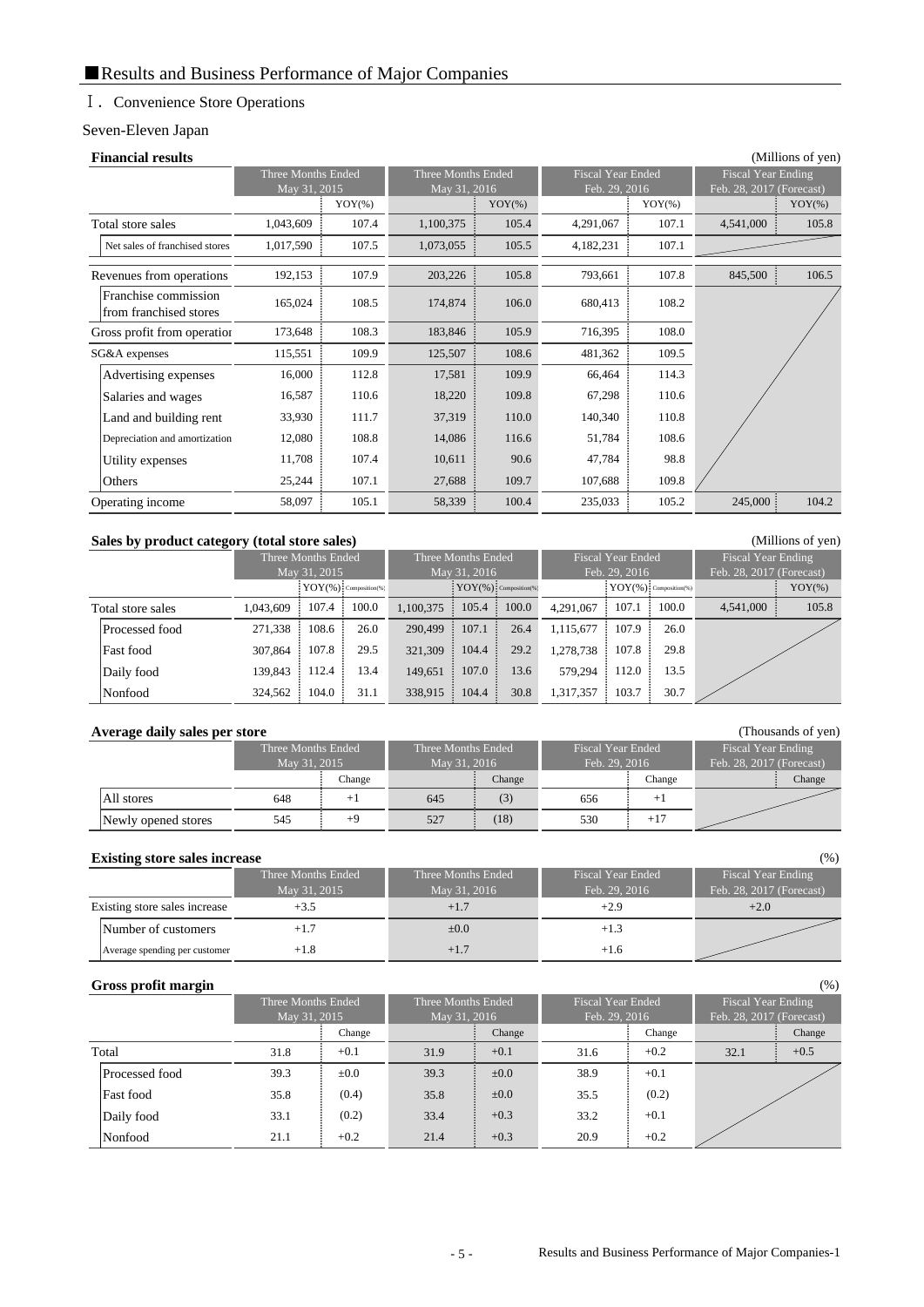## ■Results and Business Performance of Major Companies

### Ⅰ. Convenience Store Operations

Seven-Eleven Japan

**Financial results** (Millions of yen)

| | Three Months Ended May 31, 2015 | | Three Months Ended May 31, 2016 | | Fiscal Year Ended Feb. 29, 2016 | | Fiscal Year Ending Feb. 28, 2017 (Forecast) | |
|---|---|---|---|---|---|---|---|---|
| | | YOY(%) | | YOY(%) | | YOY(%) | | YOY(%) |
| Total store sales | 1,043,609 | 107.4 | 1,100,375 | 105.4 | 4,291,067 | 107.1 | 4,541,000 | 105.8 |
| Net sales of franchised stores | 1,017,590 | 107.5 | 1,073,055 | 105.5 | 4,182,231 | 107.1 | | |
| Revenues from operations | 192,153 | 107.9 | 203,226 | 105.8 | 793,661 | 107.8 | 845,500 | 106.5 |
| Franchise commission from franchised stores | 165,024 | 108.5 | 174,874 | 106.0 | 680,413 | 108.2 | | |
| Gross profit from operation | 173,648 | 108.3 | 183,846 | 105.9 | 716,395 | 108.0 | | |
| SG&A expenses | 115,551 | 109.9 | 125,507 | 108.6 | 481,362 | 109.5 | | |
| Advertising expenses | 16,000 | 112.8 | 17,581 | 109.9 | 66,464 | 114.3 | | |
| Salaries and wages | 16,587 | 110.6 | 18,220 | 109.8 | 67,298 | 110.6 | | |
| Land and building rent | 33,930 | 111.7 | 37,319 | 110.0 | 140,340 | 110.8 | | |
| Depreciation and amortization | 12,080 | 108.8 | 14,086 | 116.6 | 51,784 | 108.6 | | |
| Utility expenses | 11,708 | 107.4 | 10,611 | 90.6 | 47,784 | 98.8 | | |
| Others | 25,244 | 107.1 | 27,688 | 109.7 | 107,688 | 109.8 | | |
| Operating income | 58,097 | 105.1 | 58,339 | 100.4 | 235,033 | 105.2 | 245,000 | 104.2 |

**Sales by product category (total store sales)** (Millions of yen)

| | Three Months Ended May 31, 2015 | | | Three Months Ended May 31, 2016 | | | Fiscal Year Ended Feb. 29, 2016 | | | Fiscal Year Ending Feb. 28, 2017 (Forecast) | |
|---|---|---|---|---|---|---|---|---|---|---|---|
| | | YOY(%) | Composition(%) | | YOY(%) | Composition(%) | | YOY(%) | Composition(%) | | YOY(%) |
| Total store sales | 1,043,609 | 107.4 | 100.0 | 1,100,375 | 105.4 | 100.0 | 4,291,067 | 107.1 | 100.0 | 4,541,000 | 105.8 |
| Processed food | 271,338 | 108.6 | 26.0 | 290,499 | 107.1 | 26.4 | 1,115,677 | 107.9 | 26.0 | | |
| Fast food | 307,864 | 107.8 | 29.5 | 321,309 | 104.4 | 29.2 | 1,278,738 | 107.8 | 29.8 | | |
| Daily food | 139,843 | 112.4 | 13.4 | 149,651 | 107.0 | 13.6 | 579,294 | 112.0 | 13.5 | | |
| Nonfood | 324,562 | 104.0 | 31.1 | 338,915 | 104.4 | 30.8 | 1,317,357 | 103.7 | 30.7 | | |

**Average daily sales per store** (Thousands of yen)

| | Three Months Ended May 31, 2015 | | Three Months Ended May 31, 2016 | | Fiscal Year Ended Feb. 29, 2016 | | Fiscal Year Ending Feb. 28, 2017 (Forecast) | |
|---|---|---|---|---|---|---|---|---|
| | | Change | | Change | | Change | | Change |
| All stores | 648 | +1 | 645 | (3) | 656 | +1 | | |
| Newly opened stores | 545 | +9 | 527 | (18) | 530 | +17 | | |

**Existing store sales increase** (%)

| | Three Months Ended May 31, 2015 | Three Months Ended May 31, 2016 | Fiscal Year Ended Feb. 29, 2016 | Fiscal Year Ending Feb. 28, 2017 (Forecast) |
|---|---|---|---|---|
| Existing store sales increase | +3.5 | +1.7 | +2.9 | +2.0 |
| Number of customers | +1.7 | ±0.0 | +1.3 | |
| Average spending per customer | +1.8 | +1.7 | +1.6 | |

**Gross profit margin** (%)

| | Three Months Ended May 31, 2015 | | Three Months Ended May 31, 2016 | | Fiscal Year Ended Feb. 29, 2016 | | Fiscal Year Ending Feb. 28, 2017 (Forecast) | |
|---|---|---|---|---|---|---|---|---|
| | | Change | | Change | | Change | | Change |
| Total | 31.8 | +0.1 | 31.9 | +0.1 | 31.6 | +0.2 | 32.1 | +0.5 |
| Processed food | 39.3 | ±0.0 | 39.3 | ±0.0 | 38.9 | +0.1 | | |
| Fast food | 35.8 | (0.4) | 35.8 | ±0.0 | 35.5 | (0.2) | | |
| Daily food | 33.1 | (0.2) | 33.4 | +0.3 | 33.2 | +0.1 | | |
| Nonfood | 21.1 | +0.2 | 21.4 | +0.3 | 20.9 | +0.2 | | |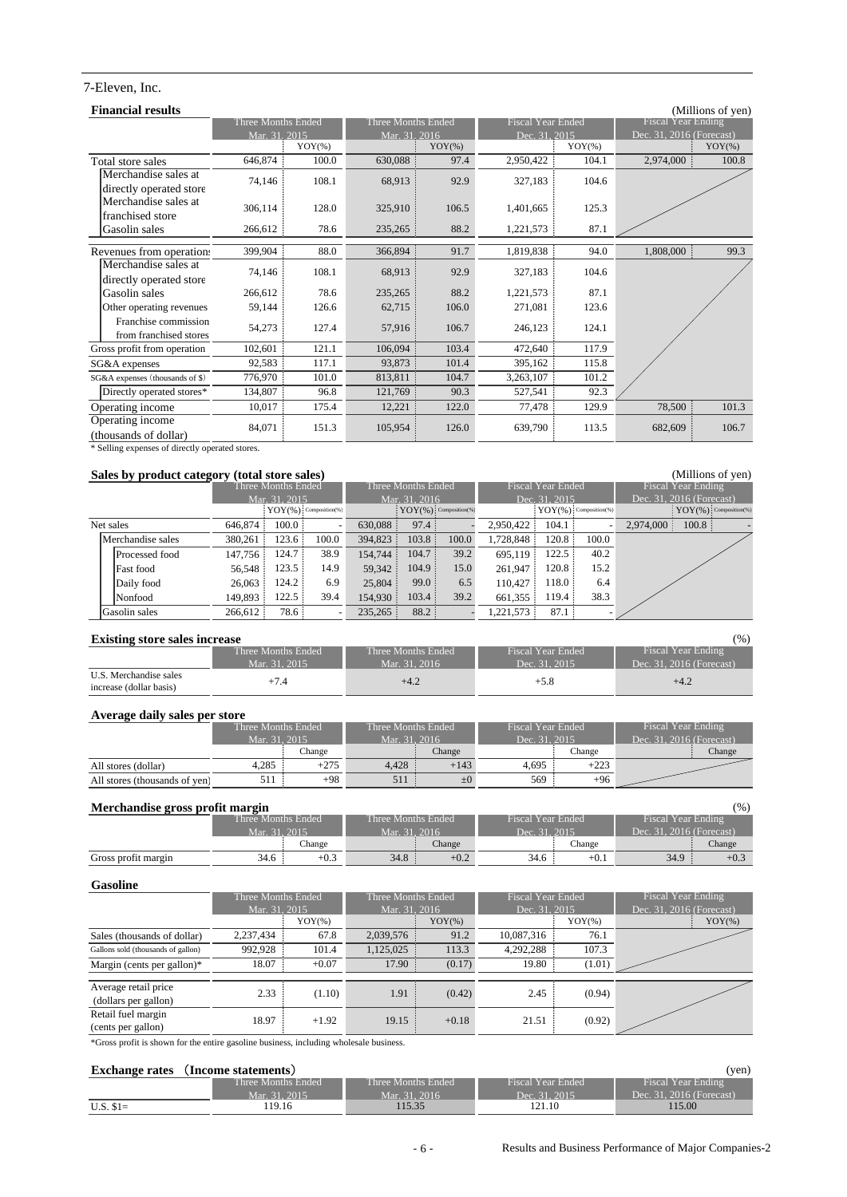## 7-Eleven, Inc.

### Financial results

(Millions of yen)

| | Three Months Ended Mar. 31, 2015 | | Three Months Ended Mar. 31, 2016 | | Fiscal Year Ended Dec. 31, 2015 | | Fiscal Year Ending Dec. 31, 2016 (Forecast) | |
|---|---|---|---|---|---|---|---|---|
| | | YOY(%) | | YOY(%) | | YOY(%) | | YOY(%) |
| Total store sales | 646,874 | 100.0 | 630,088 | 97.4 | 2,950,422 | 104.1 | 2,974,000 | 100.8 |
| Merchandise sales at directly operated store | 74,146 | 108.1 | 68,913 | 92.9 | 327,183 | 104.6 | | |
| Merchandise sales at franchised store | 306,114 | 128.0 | 325,910 | 106.5 | 1,401,665 | 125.3 | | |
| Gasolin sales | 266,612 | 78.6 | 235,265 | 88.2 | 1,221,573 | 87.1 | | |
| Revenues from operations | 399,904 | 88.0 | 366,894 | 91.7 | 1,819,838 | 94.0 | 1,808,000 | 99.3 |
| Merchandise sales at directly operated store | 74,146 | 108.1 | 68,913 | 92.9 | 327,183 | 104.6 | | |
| Gasolin sales | 266,612 | 78.6 | 235,265 | 88.2 | 1,221,573 | 87.1 | | |
| Other operating revenues | 59,144 | 126.6 | 62,715 | 106.0 | 271,081 | 123.6 | | |
| Franchise commission from franchised stores | 54,273 | 127.4 | 57,916 | 106.7 | 246,123 | 124.1 | | |
| Gross profit from operation | 102,601 | 121.1 | 106,094 | 103.4 | 472,640 | 117.9 | | |
| SG&A expenses | 92,583 | 117.1 | 93,873 | 101.4 | 395,162 | 115.8 | | |
| SG&A expenses (thousands of $) | 776,970 | 101.0 | 813,811 | 104.7 | 3,263,107 | 101.2 | | |
| Directly operated stores* | 134,807 | 96.8 | 121,769 | 90.3 | 527,541 | 92.3 | | |
| Operating income | 10,017 | 175.4 | 12,221 | 122.0 | 77,478 | 129.9 | 78,500 | 101.3 |
| Operating income (thousands of dollar) | 84,071 | 151.3 | 105,954 | 126.0 | 639,790 | 113.5 | 682,609 | 106.7 |

\* Selling expenses of directly operated stores.

### Sales by product category (total store sales)

(Millions of yen)

| | Three Months Ended Mar. 31, 2015 | | | Three Months Ended Mar. 31, 2016 | | | Fiscal Year Ended Dec. 31, 2015 | | | Fiscal Year Ending Dec. 31, 2016 (Forecast) | | |
|---|---|---|---|---|---|---|---|---|---|---|---|---|
| | | YOY(%) | Composition(%) | | YOY(%) | Composition(%) | | YOY(%) | Composition(%) | | YOY(%) | Composition(%) |
| Net sales | 646,874 | 100.0 | - | 630,088 | 97.4 | - | 2,950,422 | 104.1 | - | 2,974,000 | 100.8 | - |
| Merchandise sales | 380,261 | 123.6 | 100.0 | 394,823 | 103.8 | 100.0 | 1,728,848 | 120.8 | 100.0 | | | |
| Processed food | 147,756 | 124.7 | 38.9 | 154,744 | 104.7 | 39.2 | 695,119 | 122.5 | 40.2 | | | |
| Fast food | 56,548 | 123.5 | 14.9 | 59,342 | 104.9 | 15.0 | 261,947 | 120.8 | 15.2 | | | |
| Daily food | 26,063 | 124.2 | 6.9 | 25,804 | 99.0 | 6.5 | 110,427 | 118.0 | 6.4 | | | |
| Nonfood | 149,893 | 122.5 | 39.4 | 154,930 | 103.4 | 39.2 | 661,355 | 119.4 | 38.3 | | | |
| Gasolin sales | 266,612 | 78.6 | - | 235,265 | 88.2 | - | 1,221,573 | 87.1 | - | | | |

### Existing store sales increase

(%)

| | Three Months Ended Mar. 31, 2015 | Three Months Ended Mar. 31, 2016 | Fiscal Year Ended Dec. 31, 2015 | Fiscal Year Ending Dec. 31, 2016 (Forecast) |
|---|---|---|---|---|
| U.S. Merchandise sales increase (dollar basis) | +7.4 | +4.2 | +5.8 | +4.2 |

### Average daily sales per store

| | Three Months Ended Mar. 31, 2015 | | Three Months Ended Mar. 31, 2016 | | Fiscal Year Ended Dec. 31, 2015 | | Fiscal Year Ending Dec. 31, 2016 (Forecast) | |
|---|---|---|---|---|---|---|---|---|
| | | Change | | Change | | Change | | Change |
| All stores (dollar) | 4,285 | +275 | 4,428 | +143 | 4,695 | +223 | | |
| All stores (thousands of yen) | 511 | +98 | 511 | ±0 | 569 | +96 | | |

### Merchandise gross profit margin

(%)

| | Three Months Ended Mar. 31, 2015 | | Three Months Ended Mar. 31, 2016 | | Fiscal Year Ended Dec. 31, 2015 | | Fiscal Year Ending Dec. 31, 2016 (Forecast) | |
|---|---|---|---|---|---|---|---|---|
| | | Change | | Change | | Change | | Change |
| Gross profit margin | 34.6 | +0.3 | 34.8 | +0.2 | 34.6 | +0.1 | 34.9 | +0.3 |

### Gasoline

| | Three Months Ended Mar. 31, 2015 | | Three Months Ended Mar. 31, 2016 | | Fiscal Year Ended Dec. 31, 2015 | | Fiscal Year Ending Dec. 31, 2016 (Forecast) | |
|---|---|---|---|---|---|---|---|---|
| | | YOY(%) | | YOY(%) | | YOY(%) | | YOY(%) |
| Sales (thousands of dollar) | 2,237,434 | 67.8 | 2,039,576 | 91.2 | 10,087,316 | 76.1 | | |
| Gallons sold (thousands of gallon) | 992,928 | 101.4 | 1,125,025 | 113.3 | 4,292,288 | 107.3 | | |
| Margin (cents per gallon)* | 18.07 | +0.07 | 17.90 | (0.17) | 19.80 | (1.01) | | |
| Average retail price (dollars per gallon) | 2.33 | (1.10) | 1.91 | (0.42) | 2.45 | (0.94) | | |
| Retail fuel margin (cents per gallon) | 18.97 | +1.92 | 19.15 | +0.18 | 21.51 | (0.92) | | |

\*Gross profit is shown for the entire gasoline business, including wholesale business.

### Exchange rates （Income statements）

(yen)

| | Three Months Ended Mar. 31, 2015 | Three Months Ended Mar. 31, 2016 | Fiscal Year Ended Dec. 31, 2015 | Fiscal Year Ending Dec. 31, 2016 (Forecast) |
|---|---|---|---|---|
| U.S. $1= | 119.16 | 115.35 | 121.10 | 115.00 |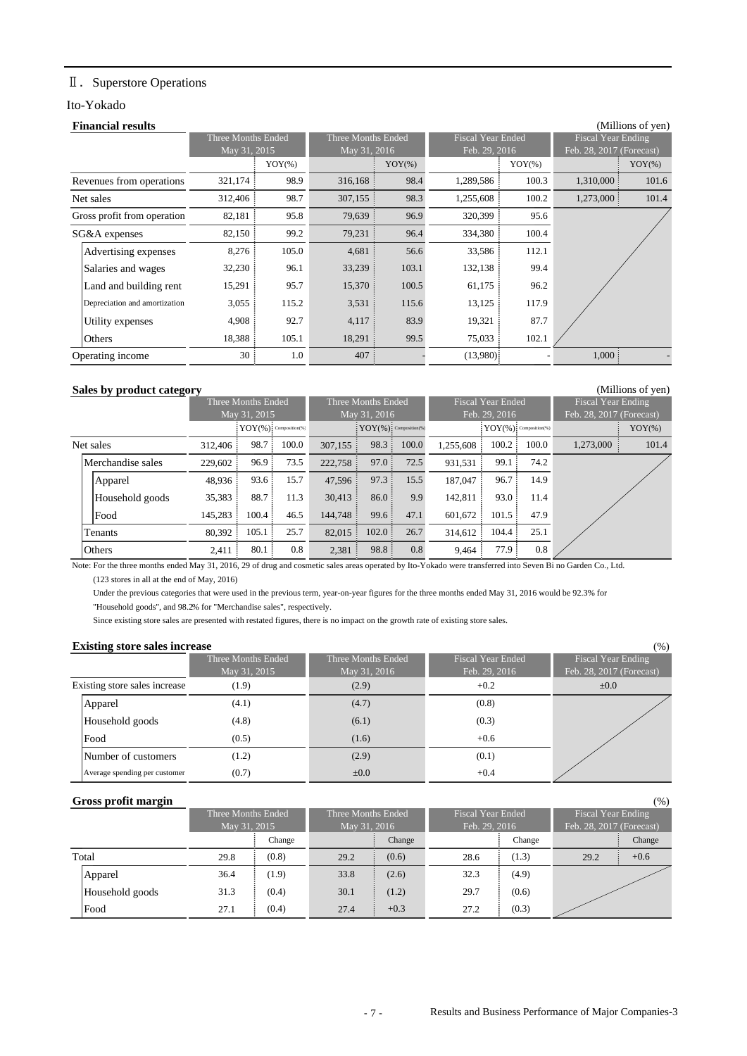## Ⅱ. Superstore Operations

### Ito-Yokado

**Financial results** (Millions of yen)

| | Three Months Ended May 31, 2015 | | Three Months Ended May 31, 2016 | | Fiscal Year Ended Feb. 29, 2016 | | Fiscal Year Ending Feb. 28, 2017 (Forecast) | |
|---|---|---|---|---|---|---|---|---|
| | | YOY(%) | | YOY(%) | | YOY(%) | | YOY(%) |
| Revenues from operations | 321,174 | 98.9 | 316,168 | 98.4 | 1,289,586 | 100.3 | 1,310,000 | 101.6 |
| Net sales | 312,406 | 98.7 | 307,155 | 98.3 | 1,255,608 | 100.2 | 1,273,000 | 101.4 |
| Gross profit from operation | 82,181 | 95.8 | 79,639 | 96.9 | 320,399 | 95.6 | | |
| SG&A expenses | 82,150 | 99.2 | 79,231 | 96.4 | 334,380 | 100.4 | | |
| Advertising expenses | 8,276 | 105.0 | 4,681 | 56.6 | 33,586 | 112.1 | | |
| Salaries and wages | 32,230 | 96.1 | 33,239 | 103.1 | 132,138 | 99.4 | | |
| Land and building rent | 15,291 | 95.7 | 15,370 | 100.5 | 61,175 | 96.2 | | |
| Depreciation and amortization | 3,055 | 115.2 | 3,531 | 115.6 | 13,125 | 117.9 | | |
| Utility expenses | 4,908 | 92.7 | 4,117 | 83.9 | 19,321 | 87.7 | | |
| Others | 18,388 | 105.1 | 18,291 | 99.5 | 75,033 | 102.1 | | |
| Operating income | 30 | 1.0 | 407 | - | (13,980) | - | 1,000 | - |

**Sales by product category** (Millions of yen)

| | Three Months Ended May 31, 2015 | | | Three Months Ended May 31, 2016 | | | Fiscal Year Ended Feb. 29, 2016 | | | Fiscal Year Ending Feb. 28, 2017 (Forecast) | |
|---|---|---|---|---|---|---|---|---|---|---|---|
| | | YOY(%) | Composition(%) | | YOY(%) | Composition(%) | | YOY(%) | Composition(%) | | YOY(%) |
| Net sales | 312,406 | 98.7 | 100.0 | 307,155 | 98.3 | 100.0 | 1,255,608 | 100.2 | 100.0 | 1,273,000 | 101.4 |
| Merchandise sales | 229,602 | 96.9 | 73.5 | 222,758 | 97.0 | 72.5 | 931,531 | 99.1 | 74.2 | | |
| Apparel | 48,936 | 93.6 | 15.7 | 47,596 | 97.3 | 15.5 | 187,047 | 96.7 | 14.9 | | |
| Household goods | 35,383 | 88.7 | 11.3 | 30,413 | 86.0 | 9.9 | 142,811 | 93.0 | 11.4 | | |
| Food | 145,283 | 100.4 | 46.5 | 144,748 | 99.6 | 47.1 | 601,672 | 101.5 | 47.9 | | |
| Tenants | 80,392 | 105.1 | 25.7 | 82,015 | 102.0 | 26.7 | 314,612 | 104.4 | 25.1 | | |
| Others | 2,411 | 80.1 | 0.8 | 2,381 | 98.8 | 0.8 | 9,464 | 77.9 | 0.8 | | |

Note: For the three months ended May 31, 2016, 29 of drug and cosmetic sales areas operated by Ito-Yokado were transferred into Seven Bi no Garden Co., Ltd.
(123 stores in all at the end of May, 2016)
Under the previous categories that were used in the previous term, year-on-year figures for the three months ended May 31, 2016 would be 92.3% for "Household goods", and 98.2% for "Merchandise sales", respectively.
Since existing store sales are presented with restated figures, there is no impact on the growth rate of existing store sales.

**Existing store sales increase** (%)

| | Three Months Ended May 31, 2015 | Three Months Ended May 31, 2016 | Fiscal Year Ended Feb. 29, 2016 | Fiscal Year Ending Feb. 28, 2017 (Forecast) |
|---|---|---|---|---|
| Existing store sales increase | (1.9) | (2.9) | +0.2 | ±0.0 |
| Apparel | (4.1) | (4.7) | (0.8) | |
| Household goods | (4.8) | (6.1) | (0.3) | |
| Food | (0.5) | (1.6) | +0.6 | |
| Number of customers | (1.2) | (2.9) | (0.1) | |
| Average spending per customer | (0.7) | ±0.0 | +0.4 | |

**Gross profit margin** (%)

| | Three Months Ended May 31, 2015 | | Three Months Ended May 31, 2016 | | Fiscal Year Ended Feb. 29, 2016 | | Fiscal Year Ending Feb. 28, 2017 (Forecast) | |
|---|---|---|---|---|---|---|---|---|
| | | Change | | Change | | Change | | Change |
| Total | 29.8 | (0.8) | 29.2 | (0.6) | 28.6 | (1.3) | 29.2 | +0.6 |
| Apparel | 36.4 | (1.9) | 33.8 | (2.6) | 32.3 | (4.9) | | |
| Household goods | 31.3 | (0.4) | 30.1 | (1.2) | 29.7 | (0.6) | | |
| Food | 27.1 | (0.4) | 27.4 | +0.3 | 27.2 | (0.3) | | |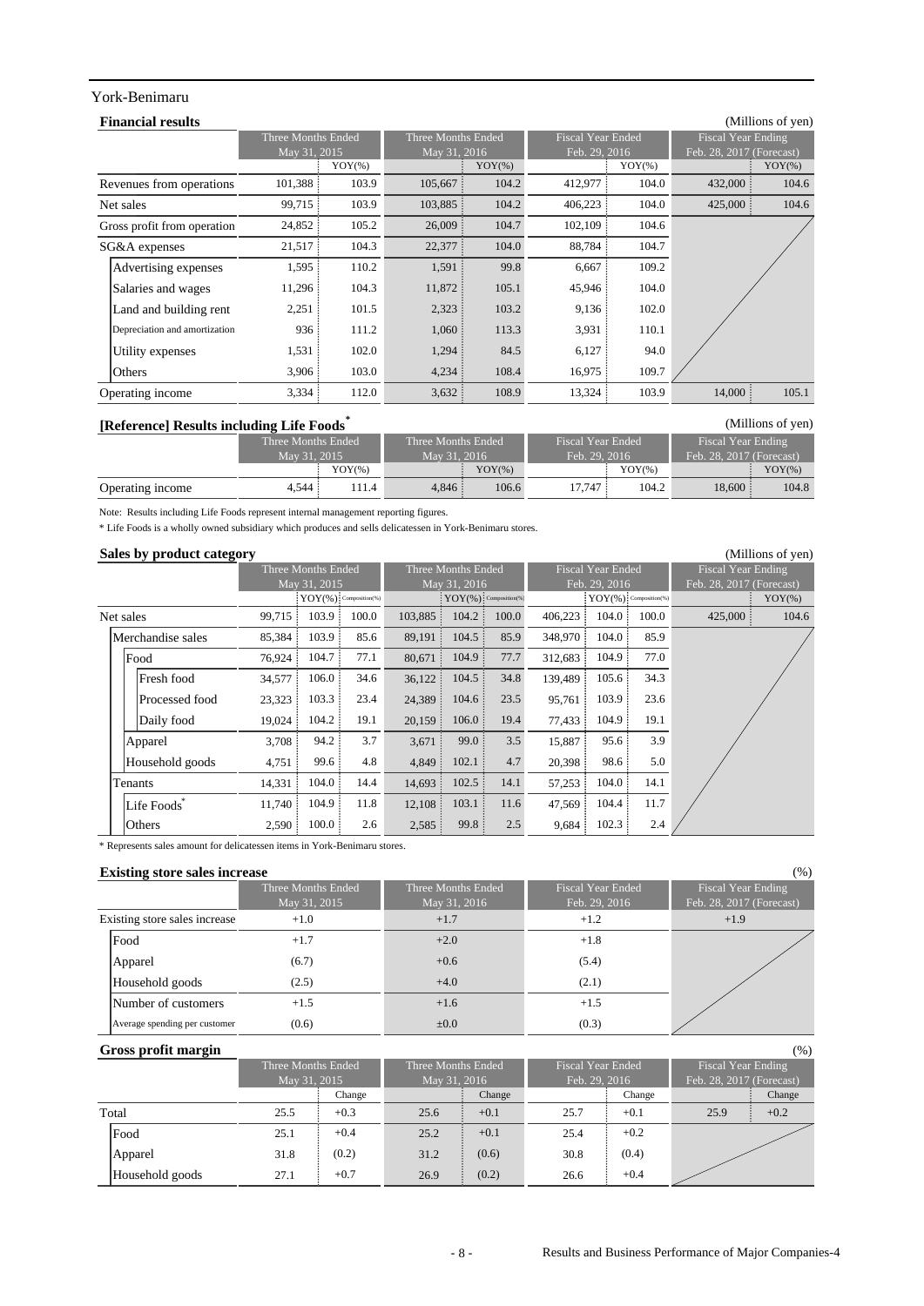## York-Benimaru

### Financial results

(Millions of yen)

| | Three Months Ended May 31, 2015 | | Three Months Ended May 31, 2016 | | Fiscal Year Ended Feb. 29, 2016 | | Fiscal Year Ending Feb. 28, 2017 (Forecast) | |
|---|---|---|---|---|---|---|---|---|
| | | YOY(%) | | YOY(%) | | YOY(%) | | YOY(%) |
| Revenues from operations | 101,388 | 103.9 | 105,667 | 104.2 | 412,977 | 104.0 | 432,000 | 104.6 |
| Net sales | 99,715 | 103.9 | 103,885 | 104.2 | 406,223 | 104.0 | 425,000 | 104.6 |
| Gross profit from operation | 24,852 | 105.2 | 26,009 | 104.7 | 102,109 | 104.6 | | |
| SG&A expenses | 21,517 | 104.3 | 22,377 | 104.0 | 88,784 | 104.7 | | |
| Advertising expenses | 1,595 | 110.2 | 1,591 | 99.8 | 6,667 | 109.2 | | |
| Salaries and wages | 11,296 | 104.3 | 11,872 | 105.1 | 45,946 | 104.0 | | |
| Land and building rent | 2,251 | 101.5 | 2,323 | 103.2 | 9,136 | 102.0 | | |
| Depreciation and amortization | 936 | 111.2 | 1,060 | 113.3 | 3,931 | 110.1 | | |
| Utility expenses | 1,531 | 102.0 | 1,294 | 84.5 | 6,127 | 94.0 | | |
| Others | 3,906 | 103.0 | 4,234 | 108.4 | 16,975 | 109.7 | | |
| Operating income | 3,334 | 112.0 | 3,632 | 108.9 | 13,324 | 103.9 | 14,000 | 105.1 |

### [Reference] Results including Life Foods*

(Millions of yen)

| | Three Months Ended May 31, 2015 | | Three Months Ended May 31, 2016 | | Fiscal Year Ended Feb. 29, 2016 | | Fiscal Year Ending Feb. 28, 2017 (Forecast) | |
|---|---|---|---|---|---|---|---|---|
| | | YOY(%) | | YOY(%) | | YOY(%) | | YOY(%) |
| Operating income | 4,544 | 111.4 | 4,846 | 106.6 | 17,747 | 104.2 | 18,600 | 104.8 |

Note: Results including Life Foods represent internal management reporting figures.

* Life Foods is a wholly owned subsidiary which produces and sells delicatessen in York-Benimaru stores.

### Sales by product category

(Millions of yen)

| | Three Months Ended May 31, 2015 | | | Three Months Ended May 31, 2016 | | | Fiscal Year Ended Feb. 29, 2016 | | | Fiscal Year Ending Feb. 28, 2017 (Forecast) | |
|---|---|---|---|---|---|---|---|---|---|---|---|
| | | YOY(%) | Composition(%) | | YOY(%) | Composition(%) | | YOY(%) | Composition(%) | | YOY(%) |
| Net sales | 99,715 | 103.9 | 100.0 | 103,885 | 104.2 | 100.0 | 406,223 | 104.0 | 100.0 | 425,000 | 104.6 |
| Merchandise sales | 85,384 | 103.9 | 85.6 | 89,191 | 104.5 | 85.9 | 348,970 | 104.0 | 85.9 | | |
| Food | 76,924 | 104.7 | 77.1 | 80,671 | 104.9 | 77.7 | 312,683 | 104.9 | 77.0 | | |
| Fresh food | 34,577 | 106.0 | 34.6 | 36,122 | 104.5 | 34.8 | 139,489 | 105.6 | 34.3 | | |
| Processed food | 23,323 | 103.3 | 23.4 | 24,389 | 104.6 | 23.5 | 95,761 | 103.9 | 23.6 | | |
| Daily food | 19,024 | 104.2 | 19.1 | 20,159 | 106.0 | 19.4 | 77,433 | 104.9 | 19.1 | | |
| Apparel | 3,708 | 94.2 | 3.7 | 3,671 | 99.0 | 3.5 | 15,887 | 95.6 | 3.9 | | |
| Household goods | 4,751 | 99.6 | 4.8 | 4,849 | 102.1 | 4.7 | 20,398 | 98.6 | 5.0 | | |
| Tenants | 14,331 | 104.0 | 14.4 | 14,693 | 102.5 | 14.1 | 57,253 | 104.0 | 14.1 | | |
| Life Foods* | 11,740 | 104.9 | 11.8 | 12,108 | 103.1 | 11.6 | 47,569 | 104.4 | 11.7 | | |
| Others | 2,590 | 100.0 | 2.6 | 2,585 | 99.8 | 2.5 | 9,684 | 102.3 | 2.4 | | |

* Represents sales amount for delicatessen items in York-Benimaru stores.

### Existing store sales increase

(%)

| | Three Months Ended May 31, 2015 | Three Months Ended May 31, 2016 | Fiscal Year Ended Feb. 29, 2016 | Fiscal Year Ending Feb. 28, 2017 (Forecast) |
|---|---|---|---|---|
| Existing store sales increase | +1.0 | +1.7 | +1.2 | +1.9 |
| Food | +1.7 | +2.0 | +1.8 | |
| Apparel | (6.7) | +0.6 | (5.4) | |
| Household goods | (2.5) | +4.0 | (2.1) | |
| Number of customers | +1.5 | +1.6 | +1.5 | |
| Average spending per customer | (0.6) | ±0.0 | (0.3) | |

### Gross profit margin

(%)

| | Three Months Ended May 31, 2015 | | Three Months Ended May 31, 2016 | | Fiscal Year Ended Feb. 29, 2016 | | Fiscal Year Ending Feb. 28, 2017 (Forecast) | |
|---|---|---|---|---|---|---|---|---|
| | | Change | | Change | | Change | | Change |
| Total | 25.5 | +0.3 | 25.6 | +0.1 | 25.7 | +0.1 | 25.9 | +0.2 |
| Food | 25.1 | +0.4 | 25.2 | +0.1 | 25.4 | +0.2 | | |
| Apparel | 31.8 | (0.2) | 31.2 | (0.6) | 30.8 | (0.4) | | |
| Household goods | 27.1 | +0.7 | 26.9 | (0.2) | 26.6 | +0.4 | | |

Results and Business Performance of Major Companies-4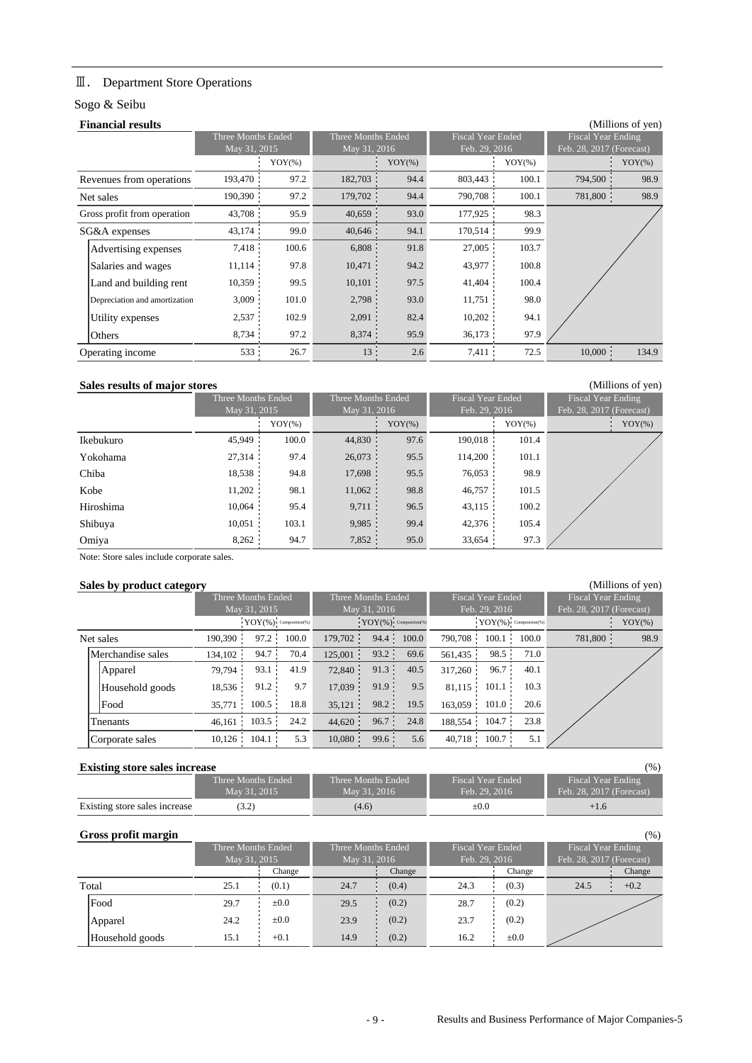## Ⅲ. Department Store Operations

### Sogo & Seibu

**Financial results** (Millions of yen)

| | Three Months Ended May 31, 2015 | | Three Months Ended May 31, 2016 | | Fiscal Year Ended Feb. 29, 2016 | | Fiscal Year Ending Feb. 28, 2017 (Forecast) | |
|---|---|---|---|---|---|---|---|---|
| | | YOY(%) | | YOY(%) | | YOY(%) | | YOY(%) |
| Revenues from operations | 193,470 | 97.2 | 182,703 | 94.4 | 803,443 | 100.1 | 794,500 | 98.9 |
| Net sales | 190,390 | 97.2 | 179,702 | 94.4 | 790,708 | 100.1 | 781,800 | 98.9 |
| Gross profit from operation | 43,708 | 95.9 | 40,659 | 93.0 | 177,925 | 98.3 | | |
| SG&A expenses | 43,174 | 99.0 | 40,646 | 94.1 | 170,514 | 99.9 | | |
| Advertising expenses | 7,418 | 100.6 | 6,808 | 91.8 | 27,005 | 103.7 | | |
| Salaries and wages | 11,114 | 97.8 | 10,471 | 94.2 | 43,977 | 100.8 | | |
| Land and building rent | 10,359 | 99.5 | 10,101 | 97.5 | 41,404 | 100.4 | | |
| Depreciation and amortization | 3,009 | 101.0 | 2,798 | 93.0 | 11,751 | 98.0 | | |
| Utility expenses | 2,537 | 102.9 | 2,091 | 82.4 | 10,202 | 94.1 | | |
| Others | 8,734 | 97.2 | 8,374 | 95.9 | 36,173 | 97.9 | | |
| Operating income | 533 | 26.7 | 13 | 2.6 | 7,411 | 72.5 | 10,000 | 134.9 |

**Sales results of major stores** (Millions of yen)

| | Three Months Ended May 31, 2015 | | Three Months Ended May 31, 2016 | | Fiscal Year Ended Feb. 29, 2016 | | Fiscal Year Ending Feb. 28, 2017 (Forecast) | |
|---|---|---|---|---|---|---|---|---|
| | | YOY(%) | | YOY(%) | | YOY(%) | | YOY(%) |
| Ikebukuro | 45,949 | 100.0 | 44,830 | 97.6 | 190,018 | 101.4 | | |
| Yokohama | 27,314 | 97.4 | 26,073 | 95.5 | 114,200 | 101.1 | | |
| Chiba | 18,538 | 94.8 | 17,698 | 95.5 | 76,053 | 98.9 | | |
| Kobe | 11,202 | 98.1 | 11,062 | 98.8 | 46,757 | 101.5 | | |
| Hiroshima | 10,064 | 95.4 | 9,711 | 96.5 | 43,115 | 100.2 | | |
| Shibuya | 10,051 | 103.1 | 9,985 | 99.4 | 42,376 | 105.4 | | |
| Omiya | 8,262 | 94.7 | 7,852 | 95.0 | 33,654 | 97.3 | | |

Note: Store sales include corporate sales.

**Sales by product category** (Millions of yen)

| | Three Months Ended May 31, 2015 | | | Three Months Ended May 31, 2016 | | | Fiscal Year Ended Feb. 29, 2016 | | | Fiscal Year Ending Feb. 28, 2017 (Forecast) | |
|---|---|---|---|---|---|---|---|---|---|---|---|
| | | YOY(%) | Composition(%) | | YOY(%) | Composition(%) | | YOY(%) | Composition(%) | | YOY(%) |
| Net sales | 190,390 | 97.2 | 100.0 | 179,702 | 94.4 | 100.0 | 790,708 | 100.1 | 100.0 | 781,800 | 98.9 |
| Merchandise sales | 134,102 | 94.7 | 70.4 | 125,001 | 93.2 | 69.6 | 561,435 | 98.5 | 71.0 | | |
| Apparel | 79,794 | 93.1 | 41.9 | 72,840 | 91.3 | 40.5 | 317,260 | 96.7 | 40.1 | | |
| Household goods | 18,536 | 91.2 | 9.7 | 17,039 | 91.9 | 9.5 | 81,115 | 101.1 | 10.3 | | |
| Food | 35,771 | 100.5 | 18.8 | 35,121 | 98.2 | 19.5 | 163,059 | 101.0 | 20.6 | | |
| Tnenants | 46,161 | 103.5 | 24.2 | 44,620 | 96.7 | 24.8 | 188,554 | 104.7 | 23.8 | | |
| Corporate sales | 10,126 | 104.1 | 5.3 | 10,080 | 99.6 | 5.6 | 40,718 | 100.7 | 5.1 | | |

**Existing store sales increase** (%)

| | Three Months Ended May 31, 2015 | Three Months Ended May 31, 2016 | Fiscal Year Ended Feb. 29, 2016 | Fiscal Year Ending Feb. 28, 2017 (Forecast) |
|---|---|---|---|---|
| Existing store sales increase | (3.2) | (4.6) | ±0.0 | +1.6 |

**Gross profit margin** (%)

| | Three Months Ended May 31, 2015 | | Three Months Ended May 31, 2016 | | Fiscal Year Ended Feb. 29, 2016 | | Fiscal Year Ending Feb. 28, 2017 (Forecast) | |
|---|---|---|---|---|---|---|---|---|
| | | Change | | Change | | Change | | Change |
| Total | 25.1 | (0.1) | 24.7 | (0.4) | 24.3 | (0.3) | 24.5 | +0.2 |
| Food | 29.7 | ±0.0 | 29.5 | (0.2) | 28.7 | (0.2) | | |
| Apparel | 24.2 | ±0.0 | 23.9 | (0.2) | 23.7 | (0.2) | | |
| Household goods | 15.1 | +0.1 | 14.9 | (0.2) | 16.2 | ±0.0 | | |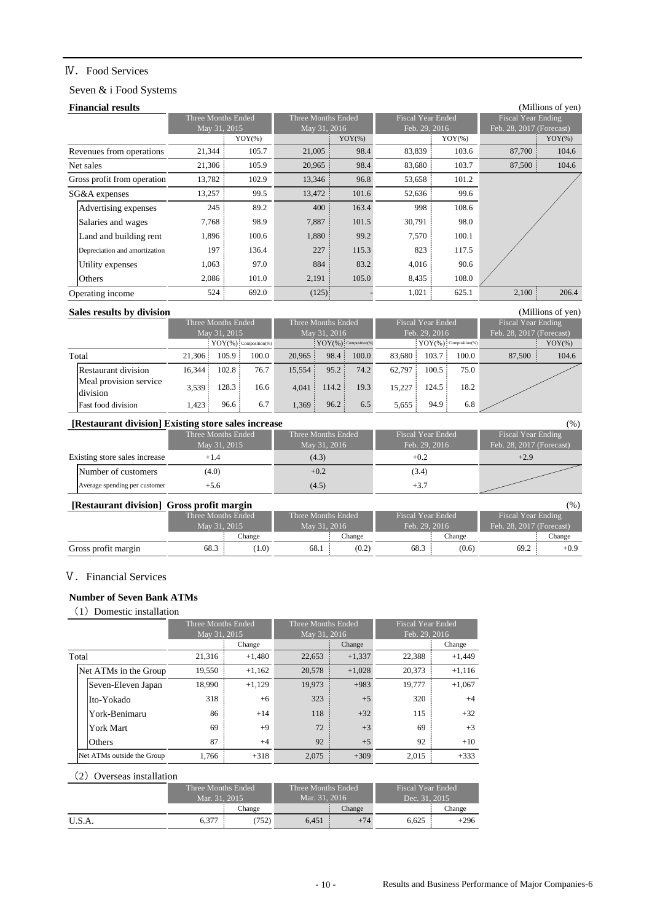## Ⅳ. Food Services

### Seven & i Food Systems

**Financial results** (Millions of yen)

| | Three Months Ended May 31, 2015 | | Three Months Ended May 31, 2016 | | Fiscal Year Ended Feb. 29, 2016 | | Fiscal Year Ending Feb. 28, 2017 (Forecast) | |
|---|---|---|---|---|---|---|---|---|
| | | YOY(%) | | YOY(%) | | YOY(%) | | YOY(%) |
| Revenues from operations | 21,344 | 105.7 | 21,005 | 98.4 | 83,839 | 103.6 | 87,700 | 104.6 |
| Net sales | 21,306 | 105.9 | 20,965 | 98.4 | 83,680 | 103.7 | 87,500 | 104.6 |
| Gross profit from operation | 13,782 | 102.9 | 13,346 | 96.8 | 53,658 | 101.2 | | |
| SG&A expenses | 13,257 | 99.5 | 13,472 | 101.6 | 52,636 | 99.6 | | |
| Advertising expenses | 245 | 89.2 | 400 | 163.4 | 998 | 108.6 | | |
| Salaries and wages | 7,768 | 98.9 | 7,887 | 101.5 | 30,791 | 98.0 | | |
| Land and building rent | 1,896 | 100.6 | 1,880 | 99.2 | 7,570 | 100.1 | | |
| Depreciation and amortization | 197 | 136.4 | 227 | 115.3 | 823 | 117.5 | | |
| Utility expenses | 1,063 | 97.0 | 884 | 83.2 | 4,016 | 90.6 | | |
| Others | 2,086 | 101.0 | 2,191 | 105.0 | 8,435 | 108.0 | | |
| Operating income | 524 | 692.0 | (125) | - | 1,021 | 625.1 | 2,100 | 206.4 |

**Sales results by division** (Millions of yen)

| | Three Months Ended May 31, 2015 | | | Three Months Ended May 31, 2016 | | | Fiscal Year Ended Feb. 29, 2016 | | | Fiscal Year Ending Feb. 28, 2017 (Forecast) | |
|---|---|---|---|---|---|---|---|---|---|---|---|
| | | YOY(%) | Composition(%) | | YOY(%) | Composition(%) | | YOY(%) | Composition(%) | | YOY(%) |
| Total | 21,306 | 105.9 | 100.0 | 20,965 | 98.4 | 100.0 | 83,680 | 103.7 | 100.0 | 87,500 | 104.6 |
| Restaurant division | 16,344 | 102.8 | 76.7 | 15,554 | 95.2 | 74.2 | 62,797 | 100.5 | 75.0 | | |
| Meal provision service division | 3,539 | 128.3 | 16.6 | 4,041 | 114.2 | 19.3 | 15,227 | 124.5 | 18.2 | | |
| Fast food division | 1,423 | 96.6 | 6.7 | 1,369 | 96.2 | 6.5 | 5,655 | 94.9 | 6.8 | | |

**[Restaurant division] Existing store sales increase** (%)

| | Three Months Ended May 31, 2015 | Three Months Ended May 31, 2016 | Fiscal Year Ended Feb. 29, 2016 | Fiscal Year Ending Feb. 28, 2017 (Forecast) |
|---|---|---|---|---|
| Existing store sales increase | +1.4 | (4.3) | +0.2 | +2.9 |
| Number of customers | (4.0) | +0.2 | (3.4) | |
| Average spending per customer | +5.6 | (4.5) | +3.7 | |

**[Restaurant division] Gross profit margin** (%)

| | Three Months Ended May 31, 2015 | | Three Months Ended May 31, 2016 | | Fiscal Year Ended Feb. 29, 2016 | | Fiscal Year Ending Feb. 28, 2017 (Forecast) | |
|---|---|---|---|---|---|---|---|---|
| | | Change | | Change | | Change | | Change |
| Gross profit margin | 68.3 | (1.0) | 68.1 | (0.2) | 68.3 | (0.6) | 69.2 | +0.9 |

## Ⅴ. Financial Services

**Number of Seven Bank ATMs**

(1) Domestic installation

| | Three Months Ended May 31, 2015 | | Three Months Ended May 31, 2016 | | Fiscal Year Ended Feb. 29, 2016 | |
|---|---|---|---|---|---|---|
| | | Change | | Change | | Change |
| Total | 21,316 | +1,480 | 22,653 | +1,337 | 22,388 | +1,449 |
| Net ATMs in the Group | 19,550 | +1,162 | 20,578 | +1,028 | 20,373 | +1,116 |
| Seven-Eleven Japan | 18,990 | +1,129 | 19,973 | +983 | 19,777 | +1,067 |
| Ito-Yokado | 318 | +6 | 323 | +5 | 320 | +4 |
| York-Benimaru | 86 | +14 | 118 | +32 | 115 | +32 |
| York Mart | 69 | +9 | 72 | +3 | 69 | +3 |
| Others | 87 | +4 | 92 | +5 | 92 | +10 |
| Net ATMs outside the Group | 1,766 | +318 | 2,075 | +309 | 2,015 | +333 |

(2) Overseas installation

| | Three Months Ended Mar. 31, 2015 | | Three Months Ended Mar. 31, 2016 | | Fiscal Year Ended Dec. 31, 2015 | |
|---|---|---|---|---|---|---|
| | | Change | | Change | | Change |
| U.S.A. | 6,377 | (752) | 6,451 | +74 | 6,625 | +296 |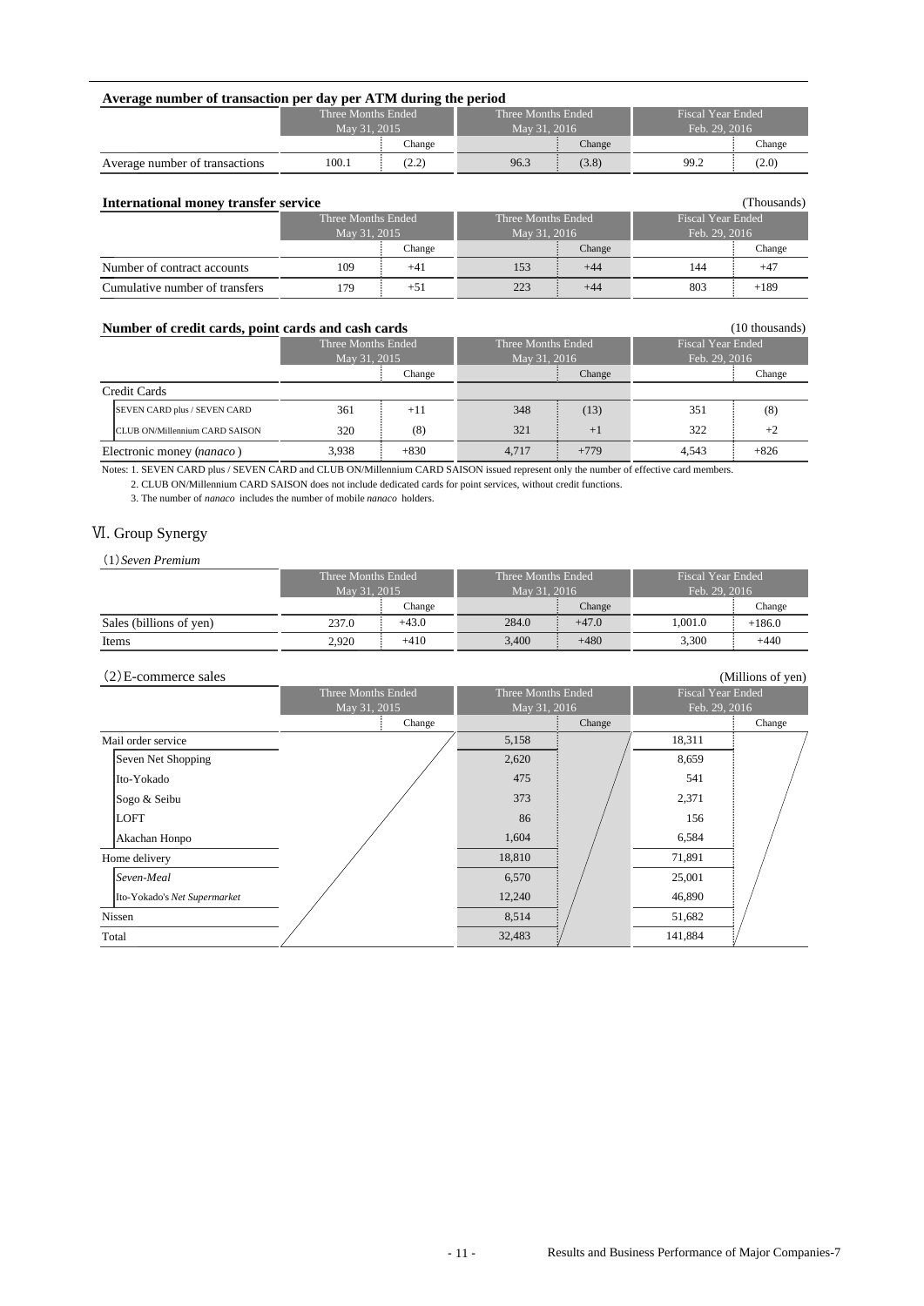**Average number of transaction per day per ATM during the period**

| | Three Months Ended May 31, 2015 | | Three Months Ended May 31, 2016 | | Fiscal Year Ended Feb. 29, 2016 | |
|---|---|---|---|---|---|---|
| | | Change | | Change | | Change |
| Average number of transactions | 100.1 | (2.2) | 96.3 | (3.8) | 99.2 | (2.0) |

**International money transfer service** (Thousands)

| | Three Months Ended May 31, 2015 | | Three Months Ended May 31, 2016 | | Fiscal Year Ended Feb. 29, 2016 | |
|---|---|---|---|---|---|---|
| | | Change | | Change | | Change |
| Number of contract accounts | 109 | +41 | 153 | +44 | 144 | +47 |
| Cumulative number of transfers | 179 | +51 | 223 | +44 | 803 | +189 |

**Number of credit cards, point cards and cash cards** (10 thousands)

| | Three Months Ended May 31, 2015 | | Three Months Ended May 31, 2016 | | Fiscal Year Ended Feb. 29, 2016 | |
|---|---|---|---|---|---|---|
| | | Change | | Change | | Change |
| Credit Cards | | | | | | |
| SEVEN CARD plus / SEVEN CARD | 361 | +11 | 348 | (13) | 351 | (8) |
| CLUB ON/Millennium CARD SAISON | 320 | (8) | 321 | +1 | 322 | +2 |
| Electronic money (*nanaco*) | 3,938 | +830 | 4,717 | +779 | 4,543 | +826 |

Notes: 1. SEVEN CARD plus / SEVEN CARD and CLUB ON/Millennium CARD SAISON issued represent only the number of effective card members.
2. CLUB ON/Millennium CARD SAISON does not include dedicated cards for point services, without credit functions.
3. The number of *nanaco* includes the number of mobile *nanaco* holders.

## Ⅵ. Group Synergy

(1) *Seven Premium*

| | Three Months Ended May 31, 2015 | | Three Months Ended May 31, 2016 | | Fiscal Year Ended Feb. 29, 2016 | |
|---|---|---|---|---|---|---|
| | | Change | | Change | | Change |
| Sales (billions of yen) | 237.0 | +43.0 | 284.0 | +47.0 | 1,001.0 | +186.0 |
| Items | 2,920 | +410 | 3,400 | +480 | 3,300 | +440 |

(2) E-commerce sales (Millions of yen)

| | Three Months Ended May 31, 2015 | | Three Months Ended May 31, 2016 | | Fiscal Year Ended Feb. 29, 2016 | |
|---|---|---|---|---|---|---|
| | | Change | | Change | | Change |
| Mail order service | | | 5,158 | | 18,311 | |
| Seven Net Shopping | | | 2,620 | | 8,659 | |
| Ito-Yokado | | | 475 | | 541 | |
| Sogo & Seibu | | | 373 | | 2,371 | |
| LOFT | | | 86 | | 156 | |
| Akachan Honpo | | | 1,604 | | 6,584 | |
| Home delivery | | | 18,810 | | 71,891 | |
| *Seven-Meal* | | | 6,570 | | 25,001 | |
| Ito-Yokado's *Net Supermarket* | | | 12,240 | | 46,890 | |
| Nissen | | | 8,514 | | 51,682 | |
| Total | | | 32,483 | | 141,884 | |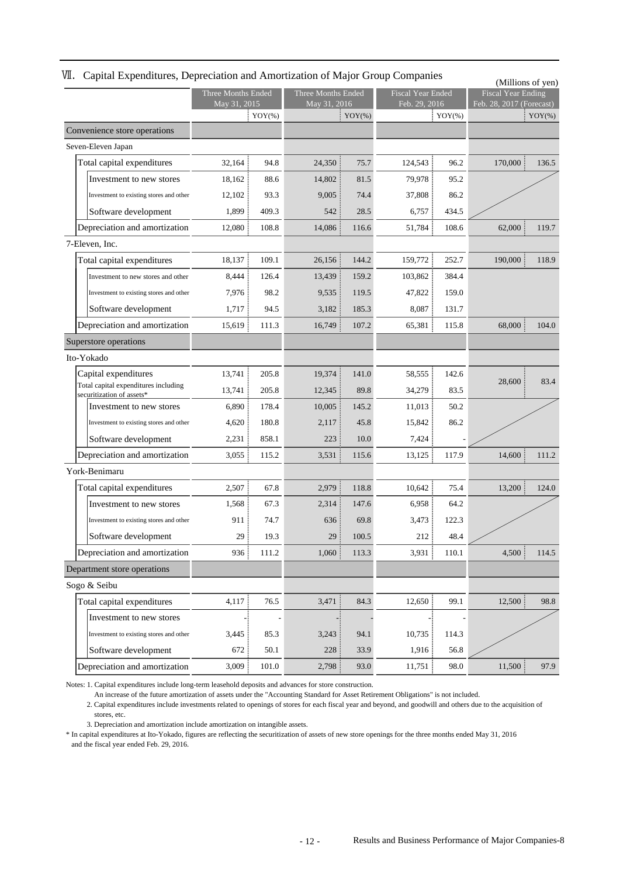## Ⅶ. Capital Expenditures, Depreciation and Amortization of Major Group Companies

(Millions of yen)

| | Three Months Ended May 31, 2015 | | Three Months Ended May 31, 2016 | | Fiscal Year Ended Feb. 29, 2016 | | Fiscal Year Ending Feb. 28, 2017 (Forecast) | |
|---|---|---|---|---|---|---|---|---|
| | | YOY(%) | | YOY(%) | | YOY(%) | | YOY(%) |
| **Convenience store operations** | | | | | | | | |
| Seven-Eleven Japan | | | | | | | | |
| Total capital expenditures | 32,164 | 94.8 | 24,350 | 75.7 | 124,543 | 96.2 | 170,000 | 136.5 |
| Investment to new stores | 18,162 | 88.6 | 14,802 | 81.5 | 79,978 | 95.2 | | |
| Investment to existing stores and other | 12,102 | 93.3 | 9,005 | 74.4 | 37,808 | 86.2 | | |
| Software development | 1,899 | 409.3 | 542 | 28.5 | 6,757 | 434.5 | | |
| Depreciation and amortization | 12,080 | 108.8 | 14,086 | 116.6 | 51,784 | 108.6 | 62,000 | 119.7 |
| 7-Eleven, Inc. | | | | | | | | |
| Total capital expenditures | 18,137 | 109.1 | 26,156 | 144.2 | 159,772 | 252.7 | 190,000 | 118.9 |
| Investment to new stores and other | 8,444 | 126.4 | 13,439 | 159.2 | 103,862 | 384.4 | | |
| Investment to existing stores and other | 7,976 | 98.2 | 9,535 | 119.5 | 47,822 | 159.0 | | |
| Software development | 1,717 | 94.5 | 3,182 | 185.3 | 8,087 | 131.7 | | |
| Depreciation and amortization | 15,619 | 111.3 | 16,749 | 107.2 | 65,381 | 115.8 | 68,000 | 104.0 |
| **Superstore operations** | | | | | | | | |
| Ito-Yokado | | | | | | | | |
| Capital expenditures | 13,741 | 205.8 | 19,374 | 141.0 | 58,555 | 142.6 | 28,600 | 83.4 |
| Total capital expenditures including securitization of assets* | 13,741 | 205.8 | 12,345 | 89.8 | 34,279 | 83.5 | | |
| Investment to new stores | 6,890 | 178.4 | 10,005 | 145.2 | 11,013 | 50.2 | | |
| Investment to existing stores and other | 4,620 | 180.8 | 2,117 | 45.8 | 15,842 | 86.2 | | |
| Software development | 2,231 | 858.1 | 223 | 10.0 | 7,424 | - | | |
| Depreciation and amortization | 3,055 | 115.2 | 3,531 | 115.6 | 13,125 | 117.9 | 14,600 | 111.2 |
| York-Benimaru | | | | | | | | |
| Total capital expenditures | 2,507 | 67.8 | 2,979 | 118.8 | 10,642 | 75.4 | 13,200 | 124.0 |
| Investment to new stores | 1,568 | 67.3 | 2,314 | 147.6 | 6,958 | 64.2 | | |
| Investment to existing stores and other | 911 | 74.7 | 636 | 69.8 | 3,473 | 122.3 | | |
| Software development | 29 | 19.3 | 29 | 100.5 | 212 | 48.4 | | |
| Depreciation and amortization | 936 | 111.2 | 1,060 | 113.3 | 3,931 | 110.1 | 4,500 | 114.5 |
| **Department store operations** | | | | | | | | |
| Sogo & Seibu | | | | | | | | |
| Total capital expenditures | 4,117 | 76.5 | 3,471 | 84.3 | 12,650 | 99.1 | 12,500 | 98.8 |
| Investment to new stores | - | - | - | - | - | - | | |
| Investment to existing stores and other | 3,445 | 85.3 | 3,243 | 94.1 | 10,735 | 114.3 | | |
| Software development | 672 | 50.1 | 228 | 33.9 | 1,916 | 56.8 | | |
| Depreciation and amortization | 3,009 | 101.0 | 2,798 | 93.0 | 11,751 | 98.0 | 11,500 | 97.9 |

Notes: 1. Capital expenditures include long-term leasehold deposits and advances for store construction.
An increase of the future amortization of assets under the "Accounting Standard for Asset Retirement Obligations" is not included.
2. Capital expenditures include investments related to openings of stores for each fiscal year and beyond, and goodwill and others due to the acquisition of stores, etc.
3. Depreciation and amortization include amortization on intangible assets.

\* In capital expenditures at Ito-Yokado, figures are reflecting the securitization of assets of new store openings for the three months ended May 31, 2016 and the fiscal year ended Feb. 29, 2016.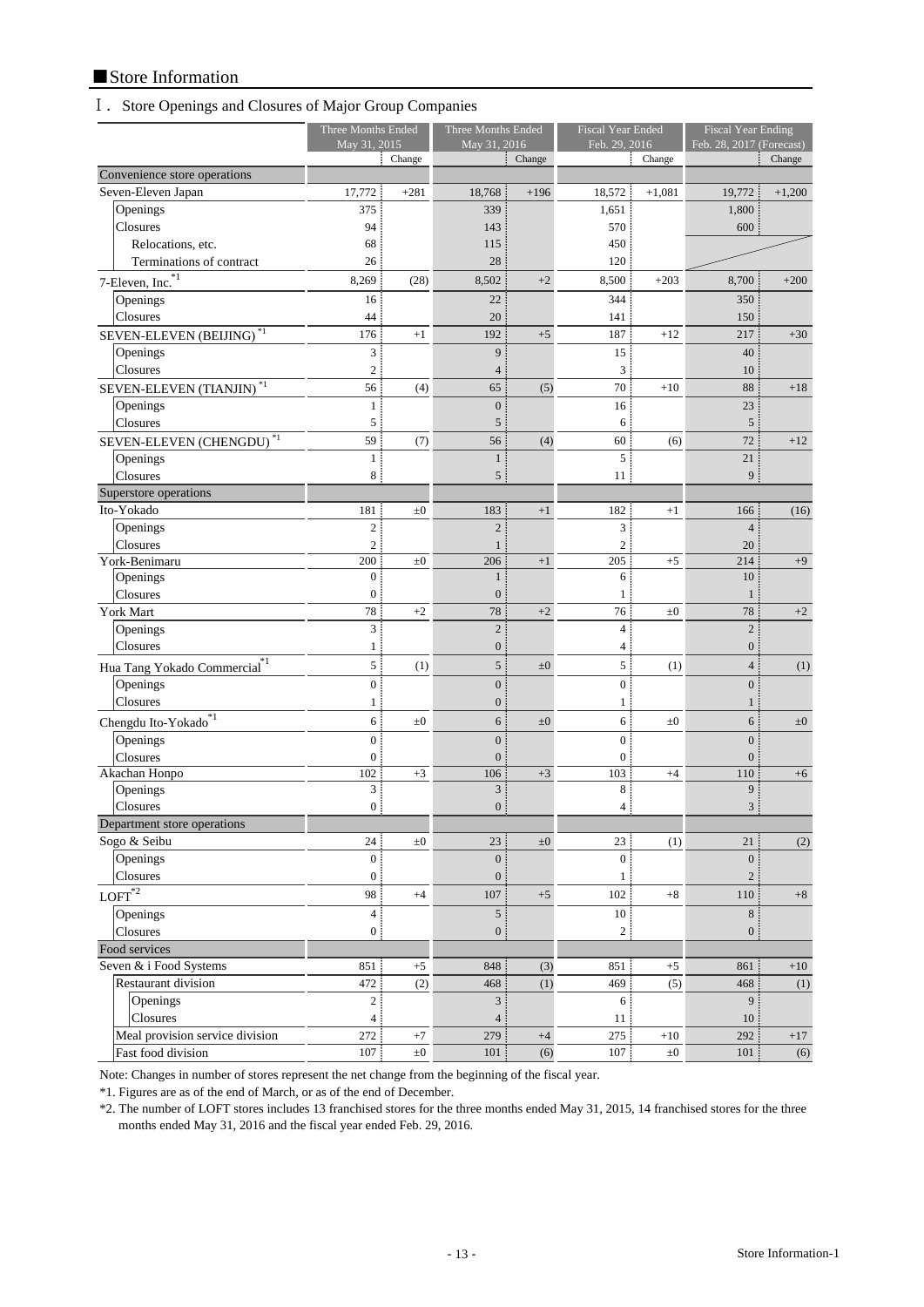## ■Store Information

### Ⅰ. Store Openings and Closures of Major Group Companies

| | Three Months Ended May 31, 2015 | | Three Months Ended May 31, 2016 | | Fiscal Year Ended Feb. 29, 2016 | | Fiscal Year Ending Feb. 28, 2017 (Forecast) | |
|---|---|---|---|---|---|---|---|---|
| | | Change | | Change | | Change | | Change |
| Convenience store operations | | | | | | | | |
| Seven-Eleven Japan | 17,772 | +281 | 18,768 | +196 | 18,572 | +1,081 | 19,772 | +1,200 |
| Openings | 375 | | 339 | | 1,651 | | 1,800 | |
| Closures | 94 | | 143 | | 570 | | 600 | |
| Relocations, etc. | 68 | | 115 | | 450 | | | |
| Terminations of contract | 26 | | 28 | | 120 | | | |
| 7-Eleven, Inc.*1 | 8,269 | (28) | 8,502 | +2 | 8,500 | +203 | 8,700 | +200 |
| Openings | 16 | | 22 | | 344 | | 350 | |
| Closures | 44 | | 20 | | 141 | | 150 | |
| SEVEN-ELEVEN (BEIJING)*1 | 176 | +1 | 192 | +5 | 187 | +12 | 217 | +30 |
| Openings | 3 | | 9 | | 15 | | 40 | |
| Closures | 2 | | 4 | | 3 | | 10 | |
| SEVEN-ELEVEN (TIANJIN)*1 | 56 | (4) | 65 | (5) | 70 | +10 | 88 | +18 |
| Openings | 1 | | 0 | | 16 | | 23 | |
| Closures | 5 | | 5 | | 6 | | 5 | |
| SEVEN-ELEVEN (CHENGDU)*1 | 59 | (7) | 56 | (4) | 60 | (6) | 72 | +12 |
| Openings | 1 | | 1 | | 5 | | 21 | |
| Closures | 8 | | 5 | | 11 | | 9 | |
| Superstore operations | | | | | | | | |
| Ito-Yokado | 181 | ±0 | 183 | +1 | 182 | +1 | 166 | (16) |
| Openings | 2 | | 2 | | 3 | | 4 | |
| Closures | 2 | | 1 | | 2 | | 20 | |
| York-Benimaru | 200 | ±0 | 206 | +1 | 205 | +5 | 214 | +9 |
| Openings | 0 | | 1 | | 6 | | 10 | |
| Closures | 0 | | 0 | | 1 | | 1 | |
| York Mart | 78 | +2 | 78 | +2 | 76 | ±0 | 78 | +2 |
| Openings | 3 | | 2 | | 4 | | 2 | |
| Closures | 1 | | 0 | | 4 | | 0 | |
| Hua Tang Yokado Commercial*1 | 5 | (1) | 5 | ±0 | 5 | (1) | 4 | (1) |
| Openings | 0 | | 0 | | 0 | | 0 | |
| Closures | 1 | | 0 | | 1 | | 1 | |
| Chengdu Ito-Yokado*1 | 6 | ±0 | 6 | ±0 | 6 | ±0 | 6 | ±0 |
| Openings | 0 | | 0 | | 0 | | 0 | |
| Closures | 0 | | 0 | | 0 | | 0 | |
| Akachan Honpo | 102 | +3 | 106 | +3 | 103 | +4 | 110 | +6 |
| Openings | 3 | | 3 | | 8 | | 9 | |
| Closures | 0 | | 0 | | 4 | | 3 | |
| Department store operations | | | | | | | | |
| Sogo & Seibu | 24 | ±0 | 23 | ±0 | 23 | (1) | 21 | (2) |
| Openings | 0 | | 0 | | 0 | | 0 | |
| Closures | 0 | | 0 | | 1 | | 2 | |
| LOFT*2 | 98 | +4 | 107 | +5 | 102 | +8 | 110 | +8 |
| Openings | 4 | | 5 | | 10 | | 8 | |
| Closures | 0 | | 0 | | 2 | | 0 | |
| Food services | | | | | | | | |
| Seven & i Food Systems | 851 | +5 | 848 | (3) | 851 | +5 | 861 | +10 |
| Restaurant division | 472 | (2) | 468 | (1) | 469 | (5) | 468 | (1) |
| Openings | 2 | | 3 | | 6 | | 9 | |
| Closures | 4 | | 4 | | 11 | | 10 | |
| Meal provision service division | 272 | +7 | 279 | +4 | 275 | +10 | 292 | +17 |
| Fast food division | 107 | ±0 | 101 | (6) | 107 | ±0 | 101 | (6) |

Note: Changes in number of stores represent the net change from the beginning of the fiscal year.

*1. Figures are as of the end of March, or as of the end of December.

*2. The number of LOFT stores includes 13 franchised stores for the three months ended May 31, 2015, 14 franchised stores for the three months ended May 31, 2016 and the fiscal year ended Feb. 29, 2016.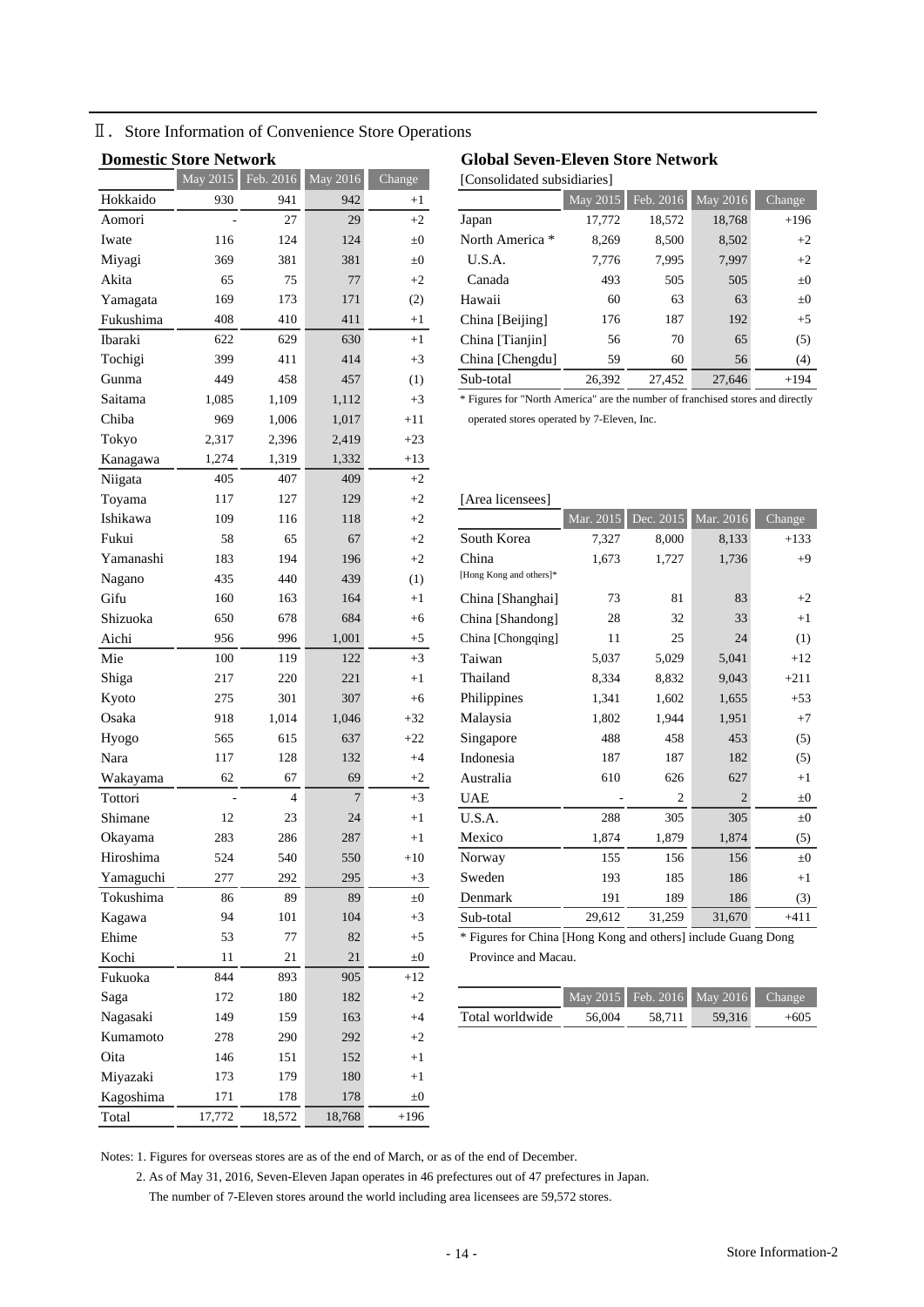## Ⅱ. Store Information of Convenience Store Operations

### Domestic Store Network

| | May 2015 | Feb. 2016 | May 2016 | Change |
|---|---|---|---|---|
| Hokkaido | 930 | 941 | 942 | +1 |
| Aomori | - | 27 | 29 | +2 |
| Iwate | 116 | 124 | 124 | ±0 |
| Miyagi | 369 | 381 | 381 | ±0 |
| Akita | 65 | 75 | 77 | +2 |
| Yamagata | 169 | 173 | 171 | (2) |
| Fukushima | 408 | 410 | 411 | +1 |
| Ibaraki | 622 | 629 | 630 | +1 |
| Tochigi | 399 | 411 | 414 | +3 |
| Gunma | 449 | 458 | 457 | (1) |
| Saitama | 1,085 | 1,109 | 1,112 | +3 |
| Chiba | 969 | 1,006 | 1,017 | +11 |
| Tokyo | 2,317 | 2,396 | 2,419 | +23 |
| Kanagawa | 1,274 | 1,319 | 1,332 | +13 |
| Niigata | 405 | 407 | 409 | +2 |
| Toyama | 117 | 127 | 129 | +2 |
| Ishikawa | 109 | 116 | 118 | +2 |
| Fukui | 58 | 65 | 67 | +2 |
| Yamanashi | 183 | 194 | 196 | +2 |
| Nagano | 435 | 440 | 439 | (1) |
| Gifu | 160 | 163 | 164 | +1 |
| Shizuoka | 650 | 678 | 684 | +6 |
| Aichi | 956 | 996 | 1,001 | +5 |
| Mie | 100 | 119 | 122 | +3 |
| Shiga | 217 | 220 | 221 | +1 |
| Kyoto | 275 | 301 | 307 | +6 |
| Osaka | 918 | 1,014 | 1,046 | +32 |
| Hyogo | 565 | 615 | 637 | +22 |
| Nara | 117 | 128 | 132 | +4 |
| Wakayama | 62 | 67 | 69 | +2 |
| Tottori | - | 4 | 7 | +3 |
| Shimane | 12 | 23 | 24 | +1 |
| Okayama | 283 | 286 | 287 | +1 |
| Hiroshima | 524 | 540 | 550 | +10 |
| Yamaguchi | 277 | 292 | 295 | +3 |
| Tokushima | 86 | 89 | 89 | ±0 |
| Kagawa | 94 | 101 | 104 | +3 |
| Ehime | 53 | 77 | 82 | +5 |
| Kochi | 11 | 21 | 21 | ±0 |
| Fukuoka | 844 | 893 | 905 | +12 |
| Saga | 172 | 180 | 182 | +2 |
| Nagasaki | 149 | 159 | 163 | +4 |
| Kumamoto | 278 | 290 | 292 | +2 |
| Oita | 146 | 151 | 152 | +1 |
| Miyazaki | 173 | 179 | 180 | +1 |
| Kagoshima | 171 | 178 | 178 | ±0 |
| Total | 17,772 | 18,572 | 18,768 | +196 |

### Global Seven-Eleven Store Network

[Consolidated subsidiaries]

| | May 2015 | Feb. 2016 | May 2016 | Change |
|---|---|---|---|---|
| Japan | 17,772 | 18,572 | 18,768 | +196 |
| North America * | 8,269 | 8,500 | 8,502 | +2 |
| U.S.A. | 7,776 | 7,995 | 7,997 | +2 |
| Canada | 493 | 505 | 505 | ±0 |
| Hawaii | 60 | 63 | 63 | ±0 |
| China [Beijing] | 176 | 187 | 192 | +5 |
| China [Tianjin] | 56 | 70 | 65 | (5) |
| China [Chengdu] | 59 | 60 | 56 | (4) |
| Sub-total | 26,392 | 27,452 | 27,646 | +194 |

* Figures for "North America" are the number of franchised stores and directly operated stores operated by 7-Eleven, Inc.

[Area licensees]

| | Mar. 2015 | Dec. 2015 | Mar. 2016 | Change |
|---|---|---|---|---|
| South Korea | 7,327 | 8,000 | 8,133 | +133 |
| China [Hong Kong and others]* | 1,673 | 1,727 | 1,736 | +9 |
| China [Shanghai] | 73 | 81 | 83 | +2 |
| China [Shandong] | 28 | 32 | 33 | +1 |
| China [Chongqing] | 11 | 25 | 24 | (1) |
| Taiwan | 5,037 | 5,029 | 5,041 | +12 |
| Thailand | 8,334 | 8,832 | 9,043 | +211 |
| Philippines | 1,341 | 1,602 | 1,655 | +53 |
| Malaysia | 1,802 | 1,944 | 1,951 | +7 |
| Singapore | 488 | 458 | 453 | (5) |
| Indonesia | 187 | 187 | 182 | (5) |
| Australia | 610 | 626 | 627 | +1 |
| UAE | - | 2 | 2 | ±0 |
| U.S.A. | 288 | 305 | 305 | ±0 |
| Mexico | 1,874 | 1,879 | 1,874 | (5) |
| Norway | 155 | 156 | 156 | ±0 |
| Sweden | 193 | 185 | 186 | +1 |
| Denmark | 191 | 189 | 186 | (3) |
| Sub-total | 29,612 | 31,259 | 31,670 | +411 |

* Figures for China [Hong Kong and others] include Guang Dong Province and Macau.

| | May 2015 | Feb. 2016 | May 2016 | Change |
|---|---|---|---|---|
| Total worldwide | 56,004 | 58,711 | 59,316 | +605 |

Notes: 1. Figures for overseas stores are as of the end of March, or as of the end of December.

2. As of May 31, 2016, Seven-Eleven Japan operates in 46 prefectures out of 47 prefectures in Japan.
The number of 7-Eleven stores around the world including area licensees are 59,572 stores.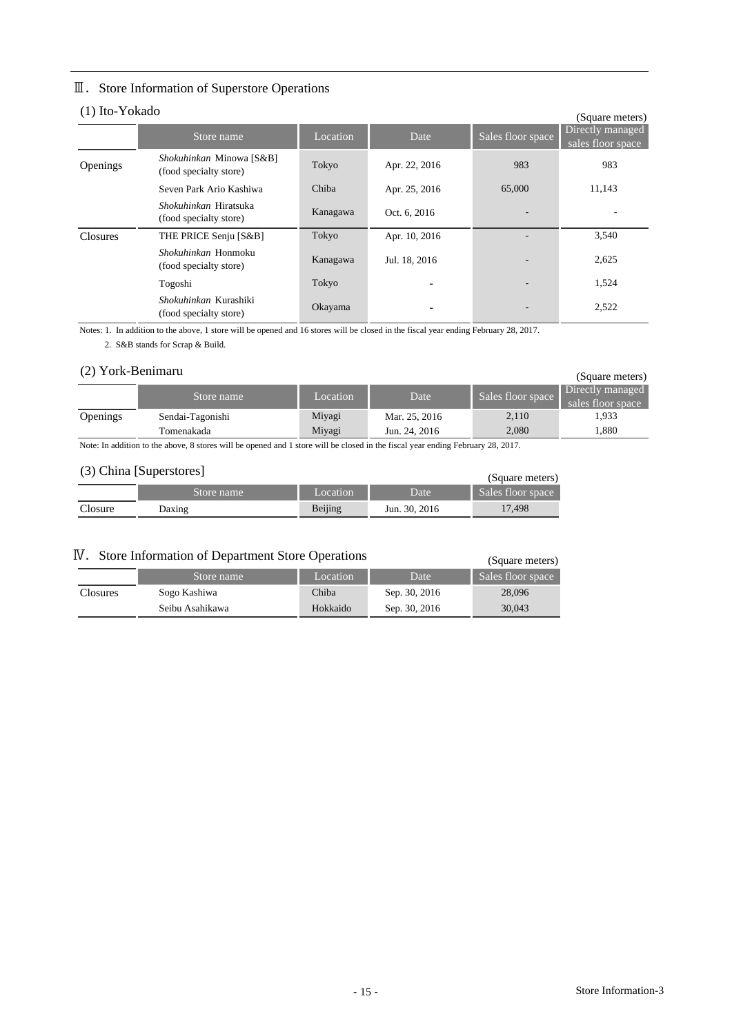## Ⅲ. Store Information of Superstore Operations

### (1) Ito-Yokado

(Square meters)

| | Store name | Location | Date | Sales floor space | Directly managed sales floor space |
|---|---|---|---|---|---|
| Openings | *Shokuhinkan* Minowa [S&B] (food specialty store) | Tokyo | Apr. 22, 2016 | 983 | 983 |
| | Seven Park Ario Kashiwa | Chiba | Apr. 25, 2016 | 65,000 | 11,143 |
| | *Shokuhinkan* Hiratsuka (food specialty store) | Kanagawa | Oct. 6, 2016 | - | - |
| Closures | THE PRICE Senju [S&B] | Tokyo | Apr. 10, 2016 | - | 3,540 |
| | *Shokuhinkan* Honmoku (food specialty store) | Kanagawa | Jul. 18, 2016 | - | 2,625 |
| | Togoshi | Tokyo | - | - | 1,524 |
| | *Shokuhinkan* Kurashiki (food specialty store) | Okayama | - | - | 2,522 |

Notes: 1. In addition to the above, 1 store will be opened and 16 stores will be closed in the fiscal year ending February 28, 2017.

2. S&B stands for Scrap & Build.

### (2) York-Benimaru

(Square meters)

| | Store name | Location | Date | Sales floor space | Directly managed sales floor space |
|---|---|---|---|---|---|
| Openings | Sendai-Tagonishi | Miyagi | Mar. 25, 2016 | 2,110 | 1,933 |
| | Tomenakada | Miyagi | Jun. 24, 2016 | 2,080 | 1,880 |

Note: In addition to the above, 8 stores will be opened and 1 store will be closed in the fiscal year ending February 28, 2017.

### (3) China [Superstores]

(Square meters)

| | Store name | Location | Date | Sales floor space |
|---|---|---|---|---|
| Closure | Daxing | Beijing | Jun. 30, 2016 | 17,498 |

## Ⅳ. Store Information of Department Store Operations

(Square meters)

| | Store name | Location | Date | Sales floor space |
|---|---|---|---|---|
| Closures | Sogo Kashiwa | Chiba | Sep. 30, 2016 | 28,096 |
| | Seibu Asahikawa | Hokkaido | Sep. 30, 2016 | 30,043 |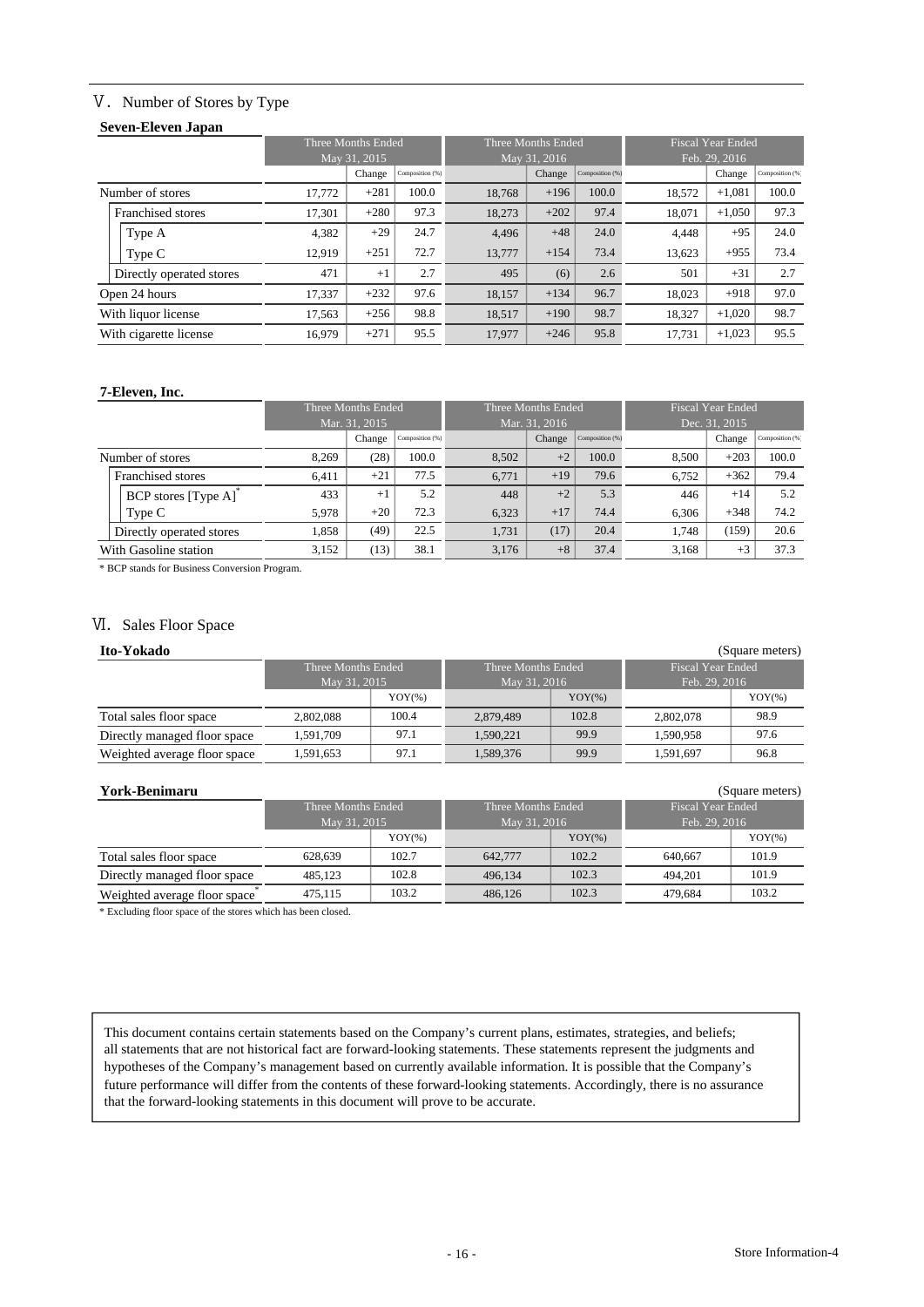## Ⅴ. Number of Stores by Type

### Seven-Eleven Japan

| | Three Months Ended May 31, 2015 | | | Three Months Ended May 31, 2016 | | | Fiscal Year Ended Feb. 29, 2016 | | |
|---|---|---|---|---|---|---|---|---|---|
| | | Change | Composition (%) | | Change | Composition (%) | | Change | Composition (%) |
| Number of stores | 17,772 | +281 | 100.0 | 18,768 | +196 | 100.0 | 18,572 | +1,081 | 100.0 |
| Franchised stores | 17,301 | +280 | 97.3 | 18,273 | +202 | 97.4 | 18,071 | +1,050 | 97.3 |
| Type A | 4,382 | +29 | 24.7 | 4,496 | +48 | 24.0 | 4,448 | +95 | 24.0 |
| Type C | 12,919 | +251 | 72.7 | 13,777 | +154 | 73.4 | 13,623 | +955 | 73.4 |
| Directly operated stores | 471 | +1 | 2.7 | 495 | (6) | 2.6 | 501 | +31 | 2.7 |
| Open 24 hours | 17,337 | +232 | 97.6 | 18,157 | +134 | 96.7 | 18,023 | +918 | 97.0 |
| With liquor license | 17,563 | +256 | 98.8 | 18,517 | +190 | 98.7 | 18,327 | +1,020 | 98.7 |
| With cigarette license | 16,979 | +271 | 95.5 | 17,977 | +246 | 95.8 | 17,731 | +1,023 | 95.5 |

### 7-Eleven, Inc.

| | Three Months Ended Mar. 31, 2015 | | | Three Months Ended Mar. 31, 2016 | | | Fiscal Year Ended Dec. 31, 2015 | | |
|---|---|---|---|---|---|---|---|---|---|
| | | Change | Composition (%) | | Change | Composition (%) | | Change | Composition (%) |
| Number of stores | 8,269 | (28) | 100.0 | 8,502 | +2 | 100.0 | 8,500 | +203 | 100.0 |
| Franchised stores | 6,411 | +21 | 77.5 | 6,771 | +19 | 79.6 | 6,752 | +362 | 79.4 |
| BCP stores [Type A]* | 433 | +1 | 5.2 | 448 | +2 | 5.3 | 446 | +14 | 5.2 |
| Type C | 5,978 | +20 | 72.3 | 6,323 | +17 | 74.4 | 6,306 | +348 | 74.2 |
| Directly operated stores | 1,858 | (49) | 22.5 | 1,731 | (17) | 20.4 | 1,748 | (159) | 20.6 |
| With Gasoline station | 3,152 | (13) | 38.1 | 3,176 | +8 | 37.4 | 3,168 | +3 | 37.3 |

\* BCP stands for Business Conversion Program.

## Ⅵ. Sales Floor Space

### Ito-Yokado

(Square meters)

| | Three Months Ended May 31, 2015 | | Three Months Ended May 31, 2016 | | Fiscal Year Ended Feb. 29, 2016 | |
|---|---|---|---|---|---|---|
| | | YOY(%) | | YOY(%) | | YOY(%) |
| Total sales floor space | 2,802,088 | 100.4 | 2,879,489 | 102.8 | 2,802,078 | 98.9 |
| Directly managed floor space | 1,591,709 | 97.1 | 1,590,221 | 99.9 | 1,590,958 | 97.6 |
| Weighted average floor space | 1,591,653 | 97.1 | 1,589,376 | 99.9 | 1,591,697 | 96.8 |

### York-Benimaru

(Square meters)

| | Three Months Ended May 31, 2015 | | Three Months Ended May 31, 2016 | | Fiscal Year Ended Feb. 29, 2016 | |
|---|---|---|---|---|---|---|
| | | YOY(%) | | YOY(%) | | YOY(%) |
| Total sales floor space | 628,639 | 102.7 | 642,777 | 102.2 | 640,667 | 101.9 |
| Directly managed floor space | 485,123 | 102.8 | 496,134 | 102.3 | 494,201 | 101.9 |
| Weighted average floor space* | 475,115 | 103.2 | 486,126 | 102.3 | 479,684 | 103.2 |

\* Excluding floor space of the stores which has been closed.

This document contains certain statements based on the Company's current plans, estimates, strategies, and beliefs; all statements that are not historical fact are forward-looking statements. These statements represent the judgments and hypotheses of the Company's management based on currently available information. It is possible that the Company's future performance will differ from the contents of these forward-looking statements. Accordingly, there is no assurance that the forward-looking statements in this document will prove to be accurate.